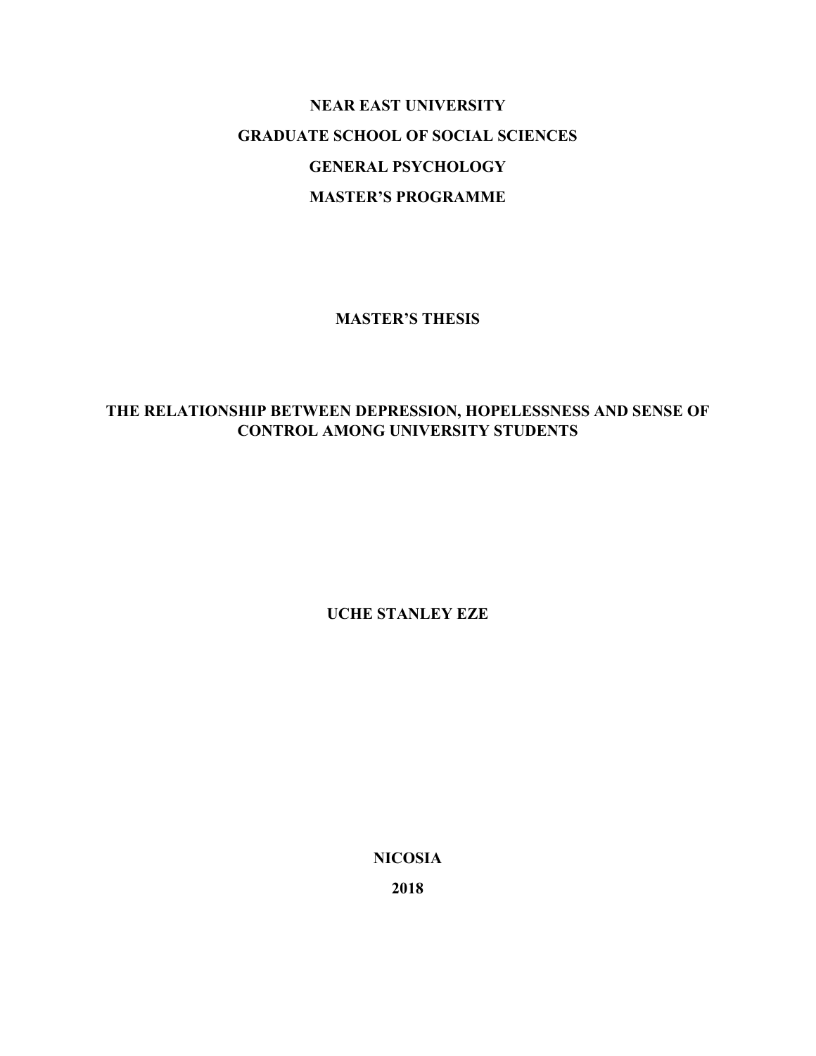**NEAR EAST UNIVERSITY**

**GRADUATE SCHOOL OF SOCIAL SCIENCES**

**GENERAL PSYCHOLOGY**

**MASTER'S PROGRAMME**

**MASTER'S THESIS**

# THE RELATIONSHIP BETWEEN DEPRESSION, HOPELESSNESS AND SENSE OF CONTROL AMONG UNIVERSITY STUDENTS

**UCHE STANLEY EZE**

**NICOSIA**

**2018**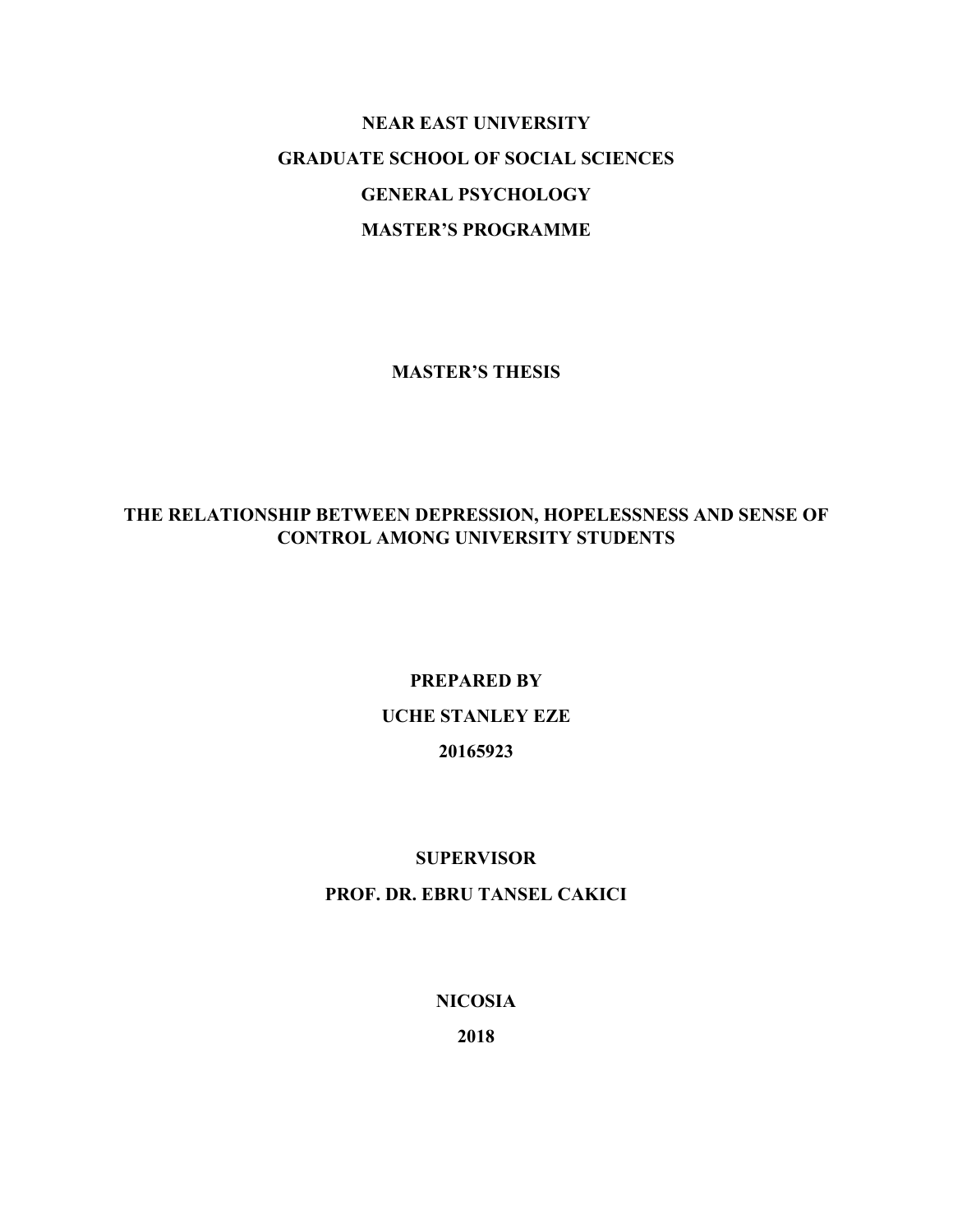**NEAR EAST UNIVERSITY**

**GRADUATE SCHOOL OF SOCIAL SCIENCES**

**GENERAL PSYCHOLOGY**

**MASTER'S PROGRAMME**

**MASTER'S THESIS**

# THE RELATIONSHIP BETWEEN DEPRESSION, HOPELESSNESS AND SENSE OF CONTROL AMONG UNIVERSITY STUDENTS

**PREPARED BY**

**UCHE STANLEY EZE**

**20165923**

**SUPERVISOR**

**PROF. DR. EBRU TANSEL CAKICI**

**NICOSIA**

**2018**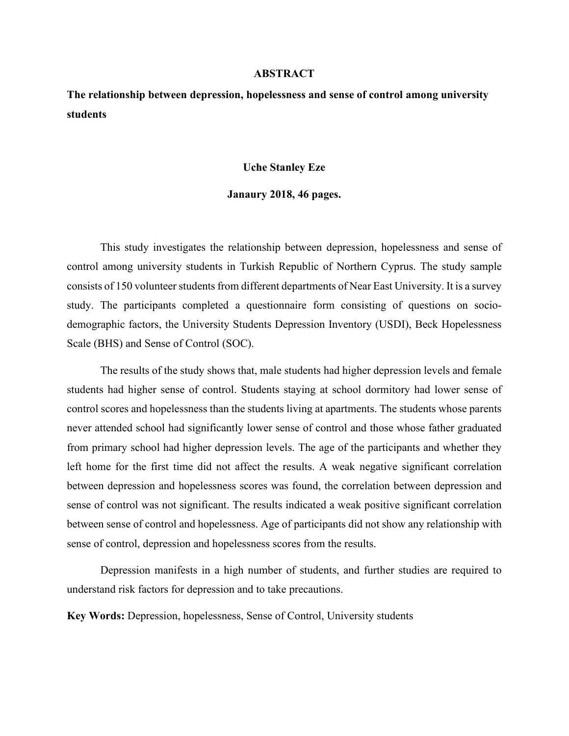# ABSTRACT

## The relationship between depression, hopelessness and sense of control among university students

**Uche Stanley Eze**

**Janaury 2018, 46 pages.**

This study investigates the relationship between depression, hopelessness and sense of control among university students in Turkish Republic of Northern Cyprus. The study sample consists of 150 volunteer students from different departments of Near East University. It is a survey study. The participants completed a questionnaire form consisting of questions on socio-demographic factors, the University Students Depression Inventory (USDI), Beck Hopelessness Scale (BHS) and Sense of Control (SOC).

The results of the study shows that, male students had higher depression levels and female students had higher sense of control. Students staying at school dormitory had lower sense of control scores and hopelessness than the students living at apartments. The students whose parents never attended school had significantly lower sense of control and those whose father graduated from primary school had higher depression levels. The age of the participants and whether they left home for the first time did not affect the results. A weak negative significant correlation between depression and hopelessness scores was found, the correlation between depression and sense of control was not significant. The results indicated a weak positive significant correlation between sense of control and hopelessness. Age of participants did not show any relationship with sense of control, depression and hopelessness scores from the results.

Depression manifests in a high number of students, and further studies are required to understand risk factors for depression and to take precautions.

**Key Words:** Depression, hopelessness, Sense of Control, University students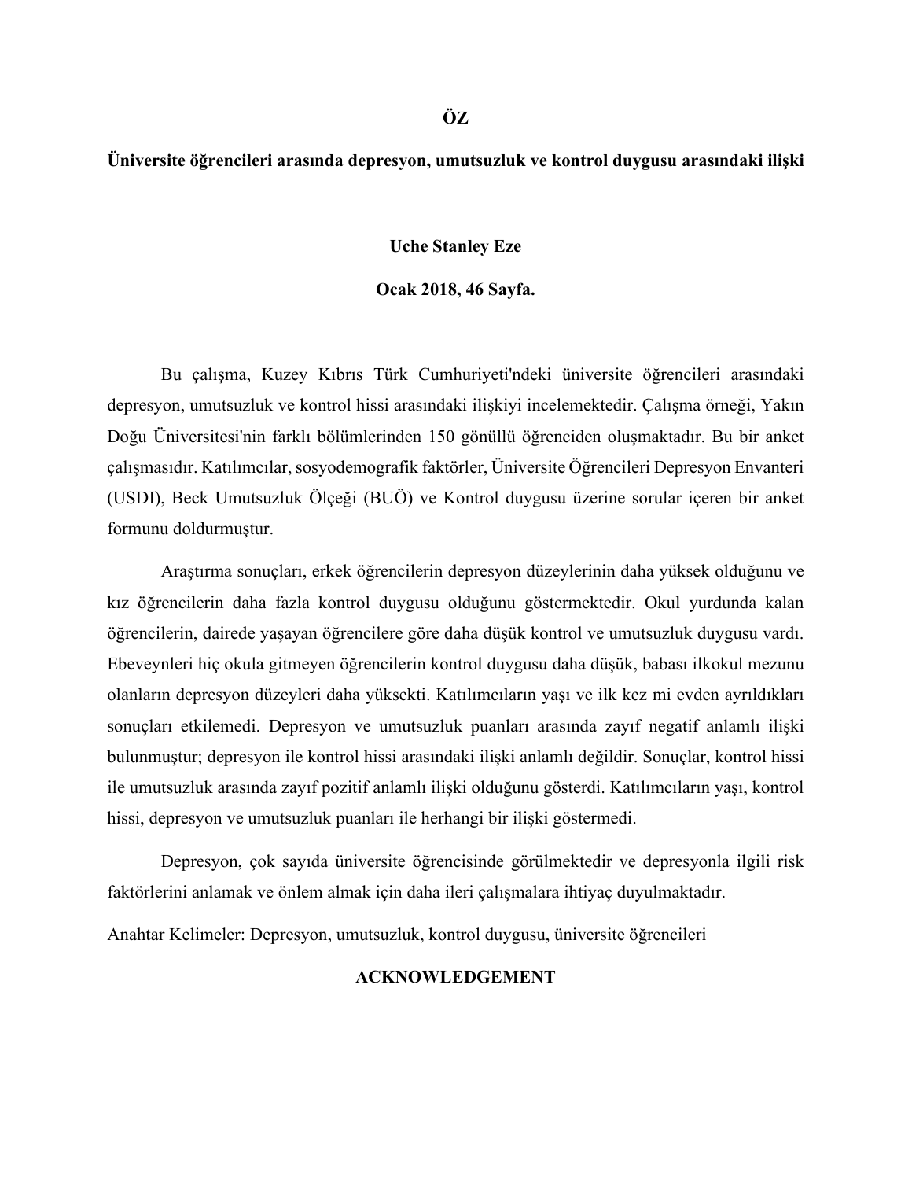# ÖZ

## Üniversite öğrencileri arasında depresyon, umutsuzluk ve kontrol duygusu arasındaki ilişki

**Uche Stanley Eze**

**Ocak 2018, 46 Sayfa.**

Bu çalışma, Kuzey Kıbrıs Türk Cumhuriyeti'ndeki üniversite öğrencileri arasındaki depresyon, umutsuzluk ve kontrol hissi arasındaki ilişkiyi incelemektedir. Çalışma örneği, Yakın Doğu Üniversitesi'nin farklı bölümlerinden 150 gönüllü öğrenciden oluşmaktadır. Bu bir anket çalışmasıdır. Katılımcılar, sosyodemografik faktörler, Üniversite Öğrencileri Depresyon Envanteri (USDI), Beck Umutsuzluk Ölçeği (BUÖ) ve Kontrol duygusu üzerine sorular içeren bir anket formunu doldurmuştur.

Araştırma sonuçları, erkek öğrencilerin depresyon düzeylerinin daha yüksek olduğunu ve kız öğrencilerin daha fazla kontrol duygusu olduğunu göstermektedir. Okul yurdunda kalan öğrencilerin, dairede yaşayan öğrencilere göre daha düşük kontrol ve umutsuzluk duygusu vardı. Ebeveynleri hiç okula gitmeyen öğrencilerin kontrol duygusu daha düşük, babası ilkokul mezunu olanların depresyon düzeyleri daha yüksekti. Katılımcıların yaşı ve ilk kez mi evden ayrıldıkları sonuçları etkilemedi. Depresyon ve umutsuzluk puanları arasında zayıf negatif anlamlı ilişki bulunmuştur; depresyon ile kontrol hissi arasındaki ilişki anlamlı değildir. Sonuçlar, kontrol hissi ile umutsuzluk arasında zayıf pozitif anlamlı ilişki olduğunu gösterdi. Katılımcıların yaşı, kontrol hissi, depresyon ve umutsuzluk puanları ile herhangi bir ilişki göstermedi.

Depresyon, çok sayıda üniversite öğrencisinde görülmektedir ve depresyonla ilgili risk faktörlerini anlamak ve önlem almak için daha ileri çalışmalara ihtiyaç duyulmaktadır.

Anahtar Kelimeler: Depresyon, umutsuzluk, kontrol duygusu, üniversite öğrencileri

# ACKNOWLEDGEMENT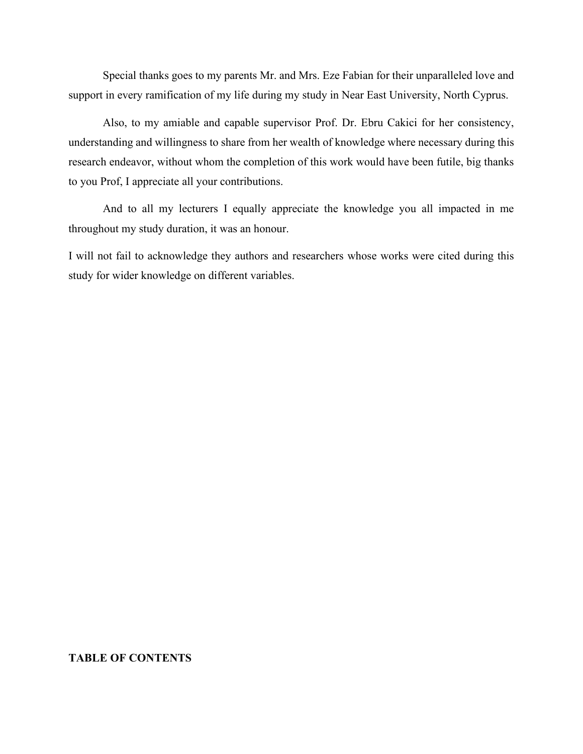Special thanks goes to my parents Mr. and Mrs. Eze Fabian for their unparalleled love and support in every ramification of my life during my study in Near East University, North Cyprus.

Also, to my amiable and capable supervisor Prof. Dr. Ebru Cakici for her consistency, understanding and willingness to share from her wealth of knowledge where necessary during this research endeavor, without whom the completion of this work would have been futile, big thanks to you Prof, I appreciate all your contributions.

And to all my lecturers I equally appreciate the knowledge you all impacted in me throughout my study duration, it was an honour.

I will not fail to acknowledge they authors and researchers whose works were cited during this study for wider knowledge on different variables.

## TABLE OF CONTENTS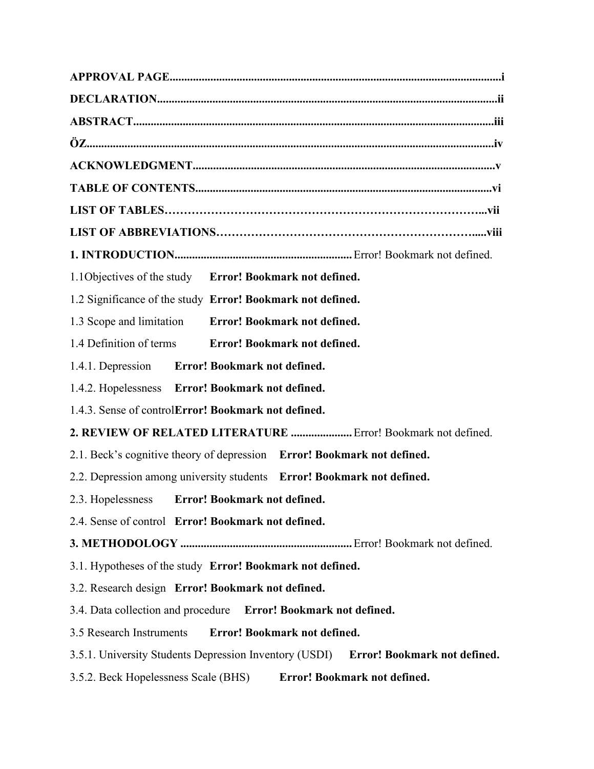**APPROVAL PAGE**.................................................................................................................i

**DECLARATION**....................................................................................................................ii

**ABSTRACT**..........................................................................................................................iii

**ÖZ**...........................................................................................................................................iv

**ACKNOWLEDGMENT**......................................................................................................v

**TABLE OF CONTENTS**.....................................................................................................vi

**LIST OF TABLES**……………………………………………………………………...vii

**LIST OF ABBREVIATIONS**…………………………………………………………....viii

**1. INTRODUCTION**............................................................. Error! Bookmark not defined.

1.1Objectives of the study **Error! Bookmark not defined.**

1.2 Significance of the study **Error! Bookmark not defined.**

1.3 Scope and limitation **Error! Bookmark not defined.**

1.4 Definition of terms **Error! Bookmark not defined.**

1.4.1. Depression **Error! Bookmark not defined.**

1.4.2. Hopelessness **Error! Bookmark not defined.**

1.4.3. Sense of control**Error! Bookmark not defined.**

**2. REVIEW OF RELATED LITERATURE** ..................... Error! Bookmark not defined.

2.1. Beck's cognitive theory of depression **Error! Bookmark not defined.**

2.2. Depression among university students **Error! Bookmark not defined.**

2.3. Hopelessness **Error! Bookmark not defined.**

2.4. Sense of control **Error! Bookmark not defined.**

**3. METHODOLOGY** ........................................................... Error! Bookmark not defined.

3.1. Hypotheses of the study **Error! Bookmark not defined.**

3.2. Research design **Error! Bookmark not defined.**

3.4. Data collection and procedure **Error! Bookmark not defined.**

3.5 Research Instruments **Error! Bookmark not defined.**

3.5.1. University Students Depression Inventory (USDI) **Error! Bookmark not defined.**

3.5.2. Beck Hopelessness Scale (BHS) **Error! Bookmark not defined.**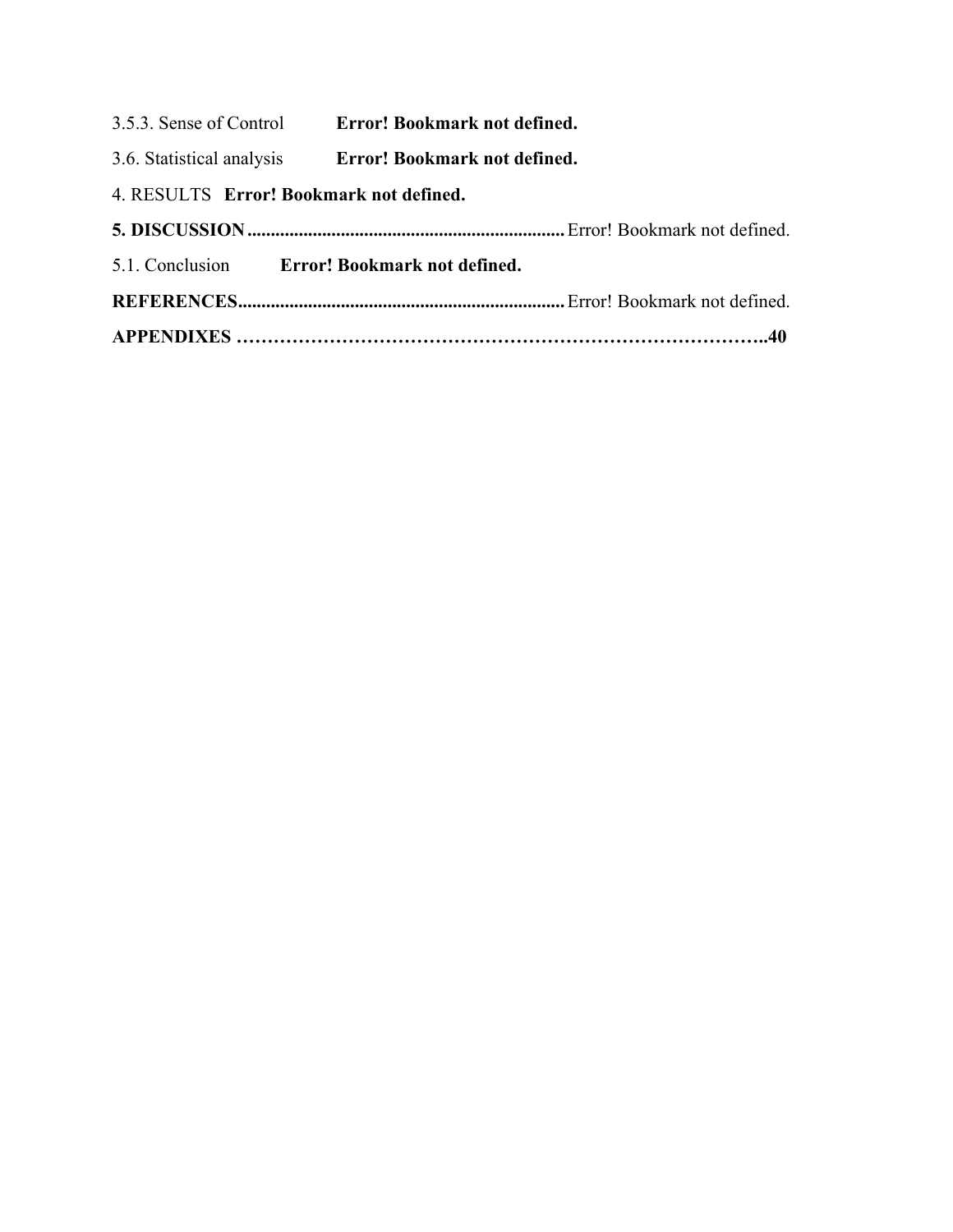3.5.3. Sense of Control **Error! Bookmark not defined.**

3.6. Statistical analysis **Error! Bookmark not defined.**

4. RESULTS **Error! Bookmark not defined.**

**5. DISCUSSION**.................................................................... Error! Bookmark not defined.

5.1. Conclusion **Error! Bookmark not defined.**

**REFERENCES**...................................................................... Error! Bookmark not defined.

**APPENDIXES ………………………………………………………………………..40**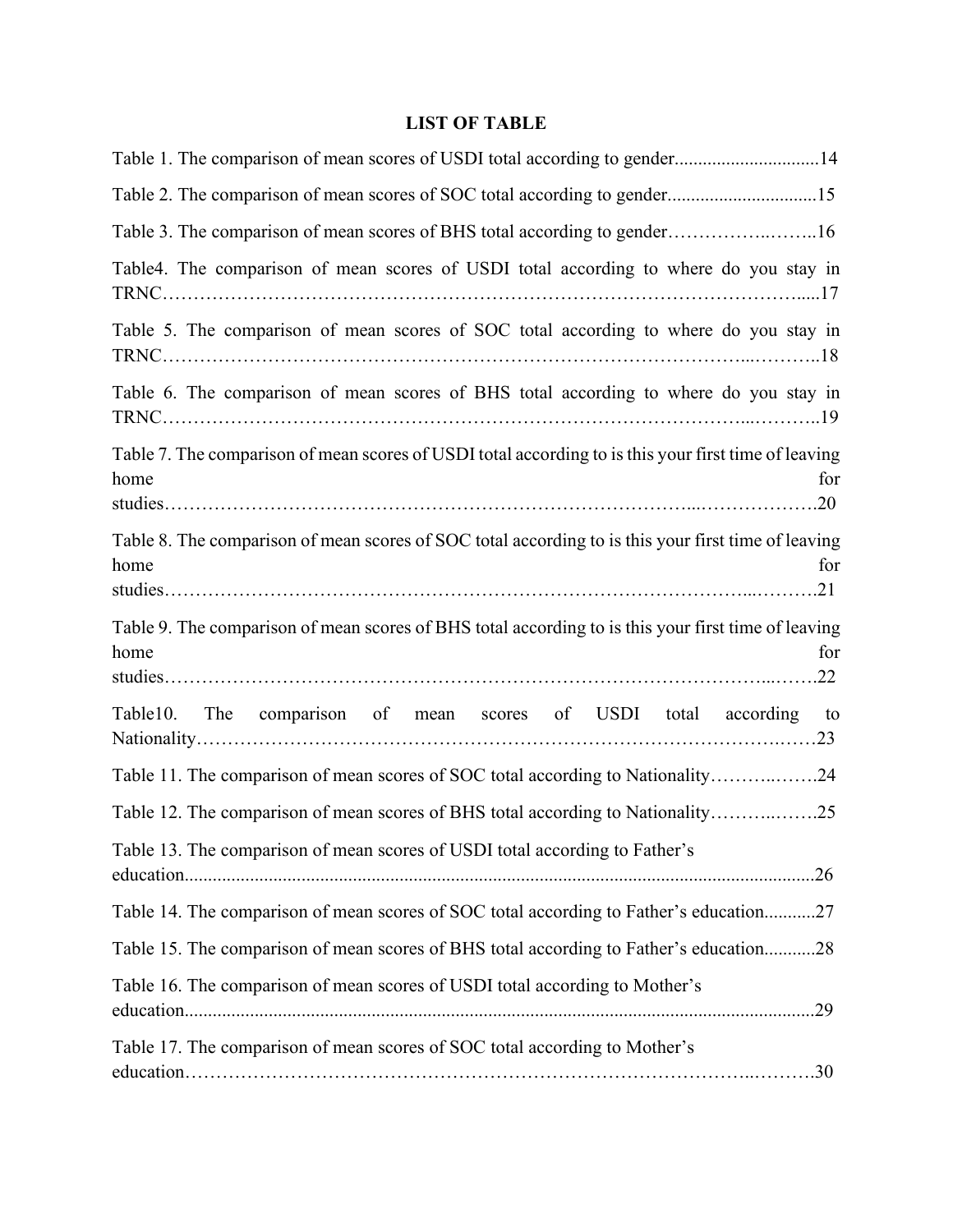# LIST OF TABLE

Table 1. The comparison of mean scores of USDI total according to gender...............................14

Table 2. The comparison of mean scores of SOC total according to gender................................15

Table 3. The comparison of mean scores of BHS total according to gender……………..……..16

Table4. The comparison of mean scores of USDI total according to where do you stay in TRNC………………………………………………………………………………………….....17

Table 5. The comparison of mean scores of SOC total according to where do you stay in TRNC…………………………………………………………………………………...………..18

Table 6. The comparison of mean scores of BHS total according to where do you stay in TRNC…………………………………………………………………………………...………..19

Table 7. The comparison of mean scores of USDI total according to is this your first time of leaving home for studies…………………………………………………………………………...……………….20

Table 8. The comparison of mean scores of SOC total according to is this your first time of leaving home for studies…………………………………………………………………………………...……….21

Table 9. The comparison of mean scores of BHS total according to is this your first time of leaving home for studies…………………………………………………………………………………...…….22

Table10. The comparison of mean scores of USDI total according to Nationality……………………………………………………………………………….……23

Table 11. The comparison of mean scores of SOC total according to Nationality………..…….24

Table 12. The comparison of mean scores of BHS total according to Nationality………..…….25

Table 13. The comparison of mean scores of USDI total according to Father's education......................................................................................................................................26

Table 14. The comparison of mean scores of SOC total according to Father's education...........27

Table 15. The comparison of mean scores of BHS total according to Father's education...........28

Table 16. The comparison of mean scores of USDI total according to Mother's education......................................................................................................................................29

Table 17. The comparison of mean scores of SOC total according to Mother's education………………………………………………………………………………..……….30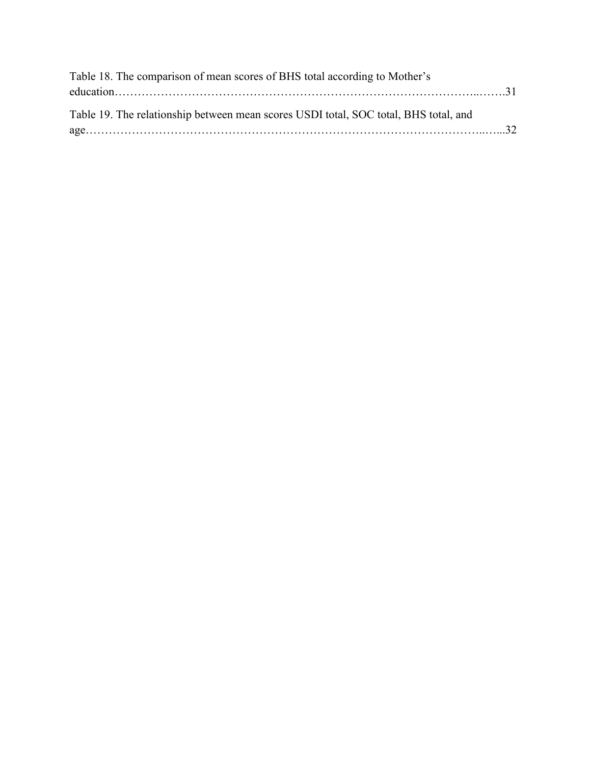Table 18. The comparison of mean scores of BHS total according to Mother's education……………………………………………………………………………………..…….31

Table 19. The relationship between mean scores USDI total, SOC total, BHS total, and age………………………………………………………………………………………..…...32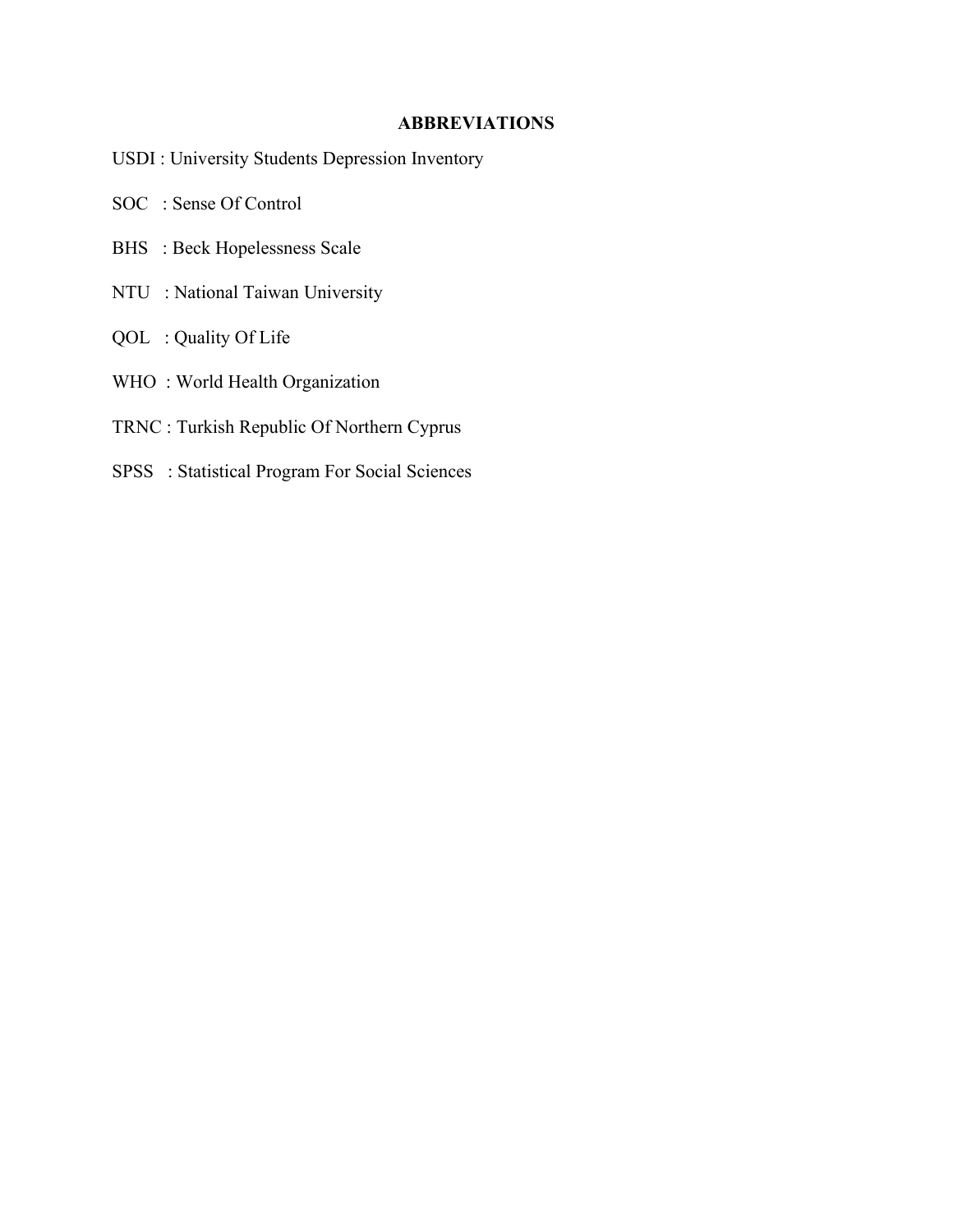## ABBREVIATIONS

USDI : University Students Depression Inventory

SOC : Sense Of Control

BHS : Beck Hopelessness Scale

NTU : National Taiwan University

QOL : Quality Of Life

WHO : World Health Organization

TRNC : Turkish Republic Of Northern Cyprus

SPSS : Statistical Program For Social Sciences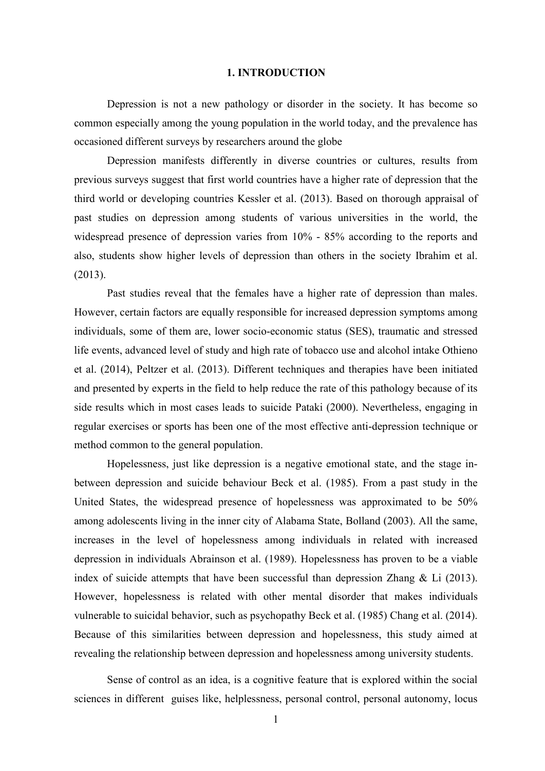# 1. INTRODUCTION

Depression is not a new pathology or disorder in the society. It has become so common especially among the young population in the world today, and the prevalence has occasioned different surveys by researchers around the globe

Depression manifests differently in diverse countries or cultures, results from previous surveys suggest that first world countries have a higher rate of depression that the third world or developing countries Kessler et al. (2013). Based on thorough appraisal of past studies on depression among students of various universities in the world, the widespread presence of depression varies from 10% - 85% according to the reports and also, students show higher levels of depression than others in the society Ibrahim et al. (2013).

Past studies reveal that the females have a higher rate of depression than males. However, certain factors are equally responsible for increased depression symptoms among individuals, some of them are, lower socio-economic status (SES), traumatic and stressed life events, advanced level of study and high rate of tobacco use and alcohol intake Othieno et al. (2014), Peltzer et al. (2013). Different techniques and therapies have been initiated and presented by experts in the field to help reduce the rate of this pathology because of its side results which in most cases leads to suicide Pataki (2000). Nevertheless, engaging in regular exercises or sports has been one of the most effective anti-depression technique or method common to the general population.

Hopelessness, just like depression is a negative emotional state, and the stage in-between depression and suicide behaviour Beck et al. (1985). From a past study in the United States, the widespread presence of hopelessness was approximated to be 50% among adolescents living in the inner city of Alabama State, Bolland (2003). All the same, increases in the level of hopelessness among individuals in related with increased depression in individuals Abrainson et al. (1989). Hopelessness has proven to be a viable index of suicide attempts that have been successful than depression Zhang & Li (2013). However, hopelessness is related with other mental disorder that makes individuals vulnerable to suicidal behavior, such as psychopathy Beck et al. (1985) Chang et al. (2014). Because of this similarities between depression and hopelessness, this study aimed at revealing the relationship between depression and hopelessness among university students.

Sense of control as an idea, is a cognitive feature that is explored within the social sciences in different guises like, helplessness, personal control, personal autonomy, locus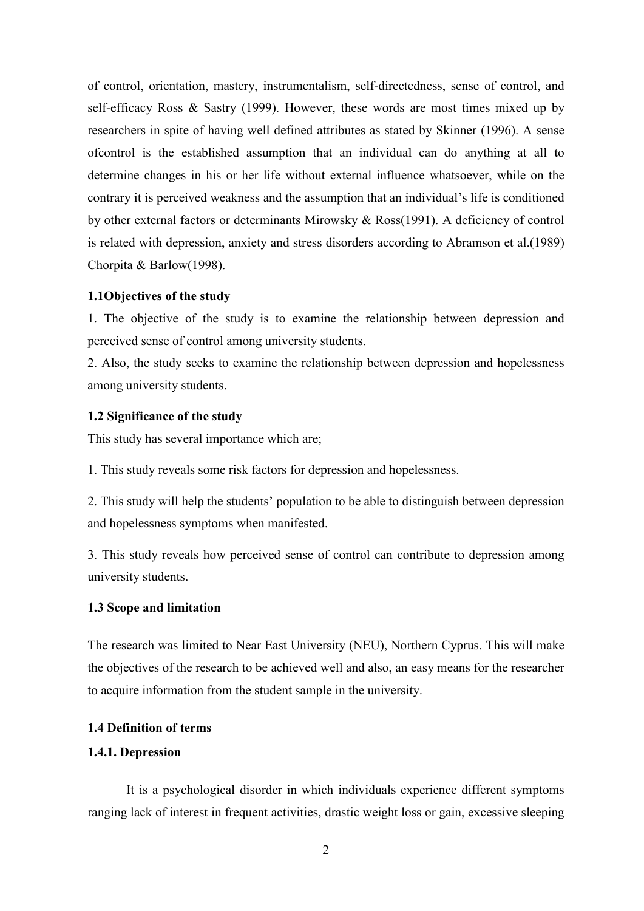of control, orientation, mastery, instrumentalism, self-directedness, sense of control, and self-efficacy Ross & Sastry (1999). However, these words are most times mixed up by researchers in spite of having well defined attributes as stated by Skinner (1996). A sense ofcontrol is the established assumption that an individual can do anything at all to determine changes in his or her life without external influence whatsoever, while on the contrary it is perceived weakness and the assumption that an individual's life is conditioned by other external factors or determinants Mirowsky & Ross(1991). A deficiency of control is related with depression, anxiety and stress disorders according to Abramson et al.(1989) Chorpita & Barlow(1998).

### 1.1Objectives of the study

1. The objective of the study is to examine the relationship between depression and perceived sense of control among university students.
2. Also, the study seeks to examine the relationship between depression and hopelessness among university students.

### 1.2 Significance of the study

This study has several importance which are;

1. This study reveals some risk factors for depression and hopelessness.

2. This study will help the students' population to be able to distinguish between depression and hopelessness symptoms when manifested.

3. This study reveals how perceived sense of control can contribute to depression among university students.

### 1.3 Scope and limitation

The research was limited to Near East University (NEU), Northern Cyprus. This will make the objectives of the research to be achieved well and also, an easy means for the researcher to acquire information from the student sample in the university.

### 1.4 Definition of terms

#### 1.4.1. Depression

It is a psychological disorder in which individuals experience different symptoms ranging lack of interest in frequent activities, drastic weight loss or gain, excessive sleeping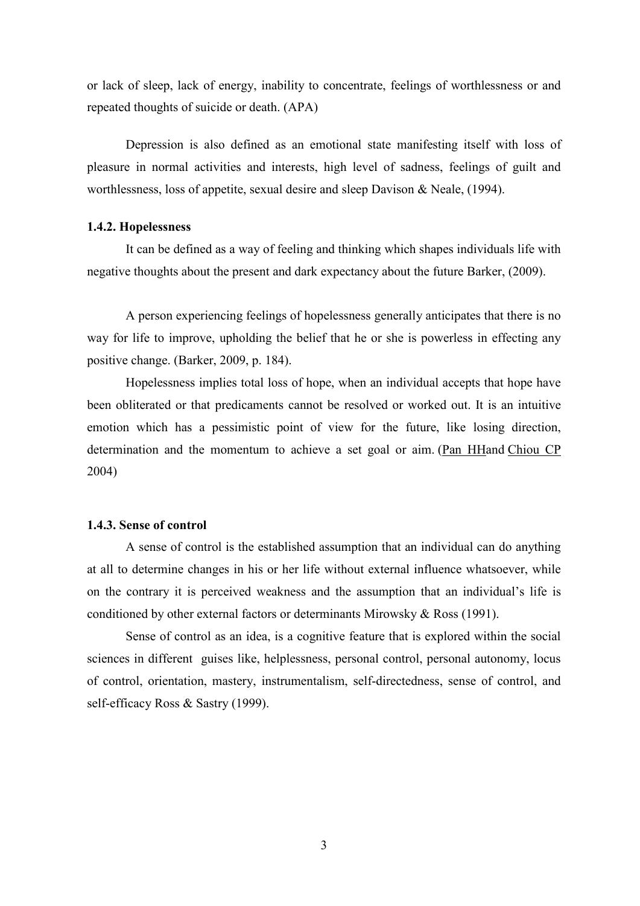or lack of sleep, lack of energy, inability to concentrate, feelings of worthlessness or and repeated thoughts of suicide or death. (APA)

Depression is also defined as an emotional state manifesting itself with loss of pleasure in normal activities and interests, high level of sadness, feelings of guilt and worthlessness, loss of appetite, sexual desire and sleep Davison & Neale, (1994).

#### 1.4.2. Hopelessness

It can be defined as a way of feeling and thinking which shapes individuals life with negative thoughts about the present and dark expectancy about the future Barker, (2009).

A person experiencing feelings of hopelessness generally anticipates that there is no way for life to improve, upholding the belief that he or she is powerless in effecting any positive change. (Barker, 2009, p. 184).

Hopelessness implies total loss of hope, when an individual accepts that hope have been obliterated or that predicaments cannot be resolved or worked out. It is an intuitive emotion which has a pessimistic point of view for the future, like losing direction, determination and the momentum to achieve a set goal or aim. (Pan HHand Chiou CP 2004)

#### 1.4.3. Sense of control

A sense of control is the established assumption that an individual can do anything at all to determine changes in his or her life without external influence whatsoever, while on the contrary it is perceived weakness and the assumption that an individual's life is conditioned by other external factors or determinants Mirowsky & Ross (1991).

Sense of control as an idea, is a cognitive feature that is explored within the social sciences in different guises like, helplessness, personal control, personal autonomy, locus of control, orientation, mastery, instrumentalism, self-directedness, sense of control, and self-efficacy Ross & Sastry (1999).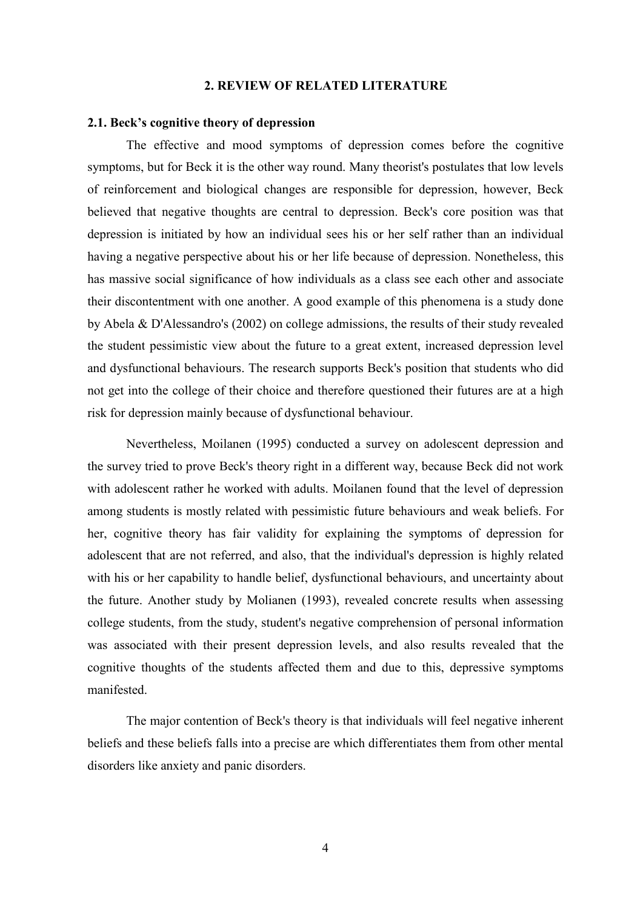## 2. REVIEW OF RELATED LITERATURE

### 2.1. Beck's cognitive theory of depression

The effective and mood symptoms of depression comes before the cognitive symptoms, but for Beck it is the other way round. Many theorist's postulates that low levels of reinforcement and biological changes are responsible for depression, however, Beck believed that negative thoughts are central to depression. Beck's core position was that depression is initiated by how an individual sees his or her self rather than an individual having a negative perspective about his or her life because of depression. Nonetheless, this has massive social significance of how individuals as a class see each other and associate their discontentment with one another. A good example of this phenomena is a study done by Abela & D'Alessandro's (2002) on college admissions, the results of their study revealed the student pessimistic view about the future to a great extent, increased depression level and dysfunctional behaviours. The research supports Beck's position that students who did not get into the college of their choice and therefore questioned their futures are at a high risk for depression mainly because of dysfunctional behaviour.

Nevertheless, Moilanen (1995) conducted a survey on adolescent depression and the survey tried to prove Beck's theory right in a different way, because Beck did not work with adolescent rather he worked with adults. Moilanen found that the level of depression among students is mostly related with pessimistic future behaviours and weak beliefs. For her, cognitive theory has fair validity for explaining the symptoms of depression for adolescent that are not referred, and also, that the individual's depression is highly related with his or her capability to handle belief, dysfunctional behaviours, and uncertainty about the future. Another study by Molianen (1993), revealed concrete results when assessing college students, from the study, student's negative comprehension of personal information was associated with their present depression levels, and also results revealed that the cognitive thoughts of the students affected them and due to this, depressive symptoms manifested.

The major contention of Beck's theory is that individuals will feel negative inherent beliefs and these beliefs falls into a precise are which differentiates them from other mental disorders like anxiety and panic disorders.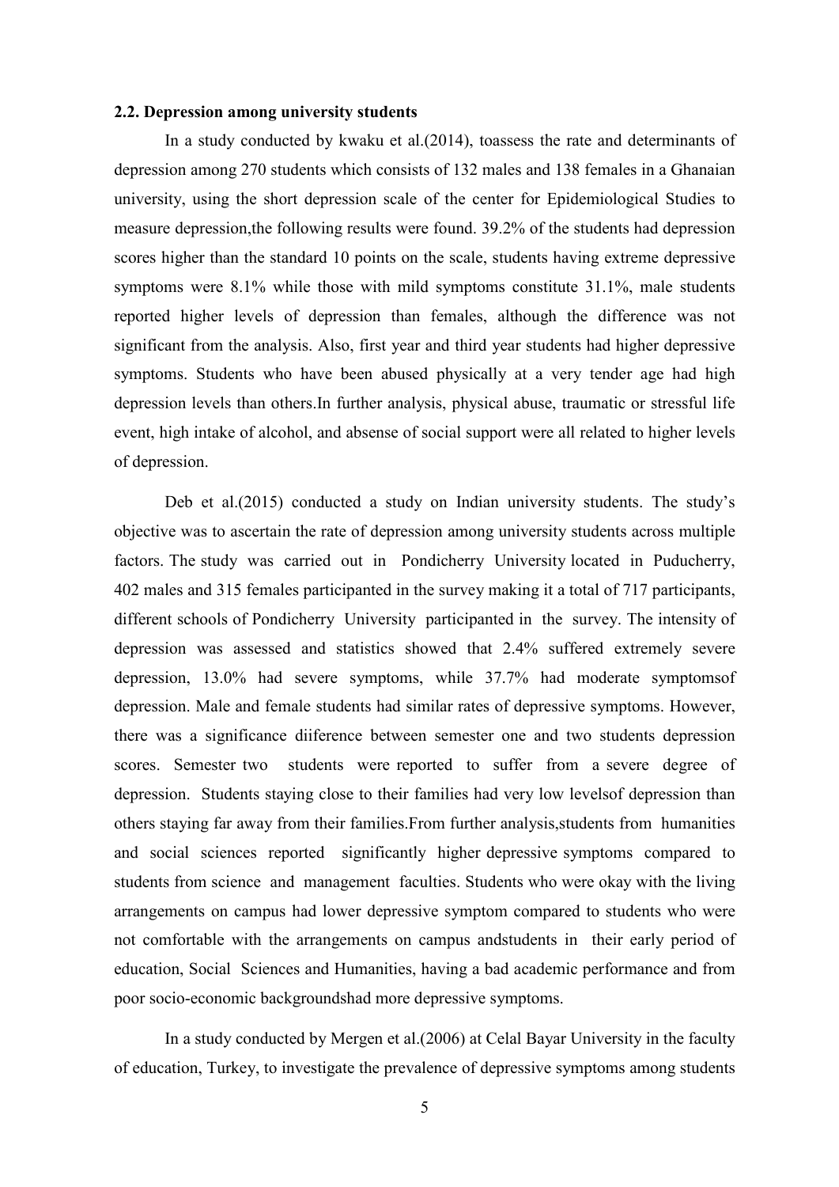### 2.2. Depression among university students

In a study conducted by kwaku et al.(2014), toassess the rate and determinants of depression among 270 students which consists of 132 males and 138 females in a Ghanaian university, using the short depression scale of the center for Epidemiological Studies to measure depression,the following results were found. 39.2% of the students had depression scores higher than the standard 10 points on the scale, students having extreme depressive symptoms were 8.1% while those with mild symptoms constitute 31.1%, male students reported higher levels of depression than females, although the difference was not significant from the analysis. Also, first year and third year students had higher depressive symptoms. Students who have been abused physically at a very tender age had high depression levels than others.In further analysis, physical abuse, traumatic or stressful life event, high intake of alcohol, and absense of social support were all related to higher levels of depression.

Deb et al.(2015) conducted a study on Indian university students. The study's objective was to ascertain the rate of depression among university students across multiple factors. The study was carried out in Pondicherry University located in Puducherry, 402 males and 315 females participanted in the survey making it a total of 717 participants, different schools of Pondicherry University participanted in the survey. The intensity of depression was assessed and statistics showed that 2.4% suffered extremely severe depression, 13.0% had severe symptoms, while 37.7% had moderate symptomsof depression. Male and female students had similar rates of depressive symptoms. However, there was a significance diiference between semester one and two students depression scores. Semester two students were reported to suffer from a severe degree of depression. Students staying close to their families had very low levelsof depression than others staying far away from their families.From further analysis,students from humanities and social sciences reported significantly higher depressive symptoms compared to students from science and management faculties. Students who were okay with the living arrangements on campus had lower depressive symptom compared to students who were not comfortable with the arrangements on campus andstudents in their early period of education, Social Sciences and Humanities, having a bad academic performance and from poor socio-economic backgroundshad more depressive symptoms.

In a study conducted by Mergen et al.(2006) at Celal Bayar University in the faculty of education, Turkey, to investigate the prevalence of depressive symptoms among students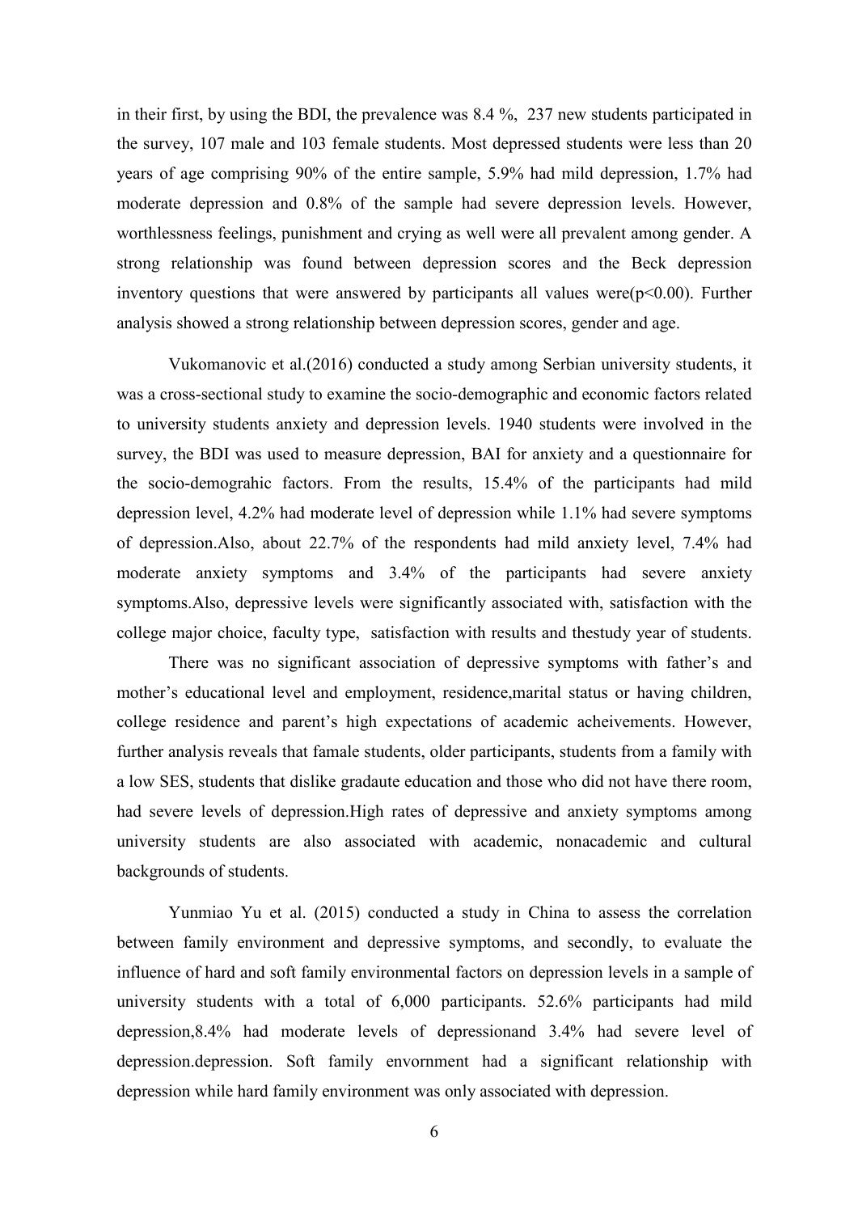in their first, by using the BDI, the prevalence was 8.4 %, 237 new students participated in the survey, 107 male and 103 female students. Most depressed students were less than 20 years of age comprising 90% of the entire sample, 5.9% had mild depression, 1.7% had moderate depression and 0.8% of the sample had severe depression levels. However, worthlessness feelings, punishment and crying as well were all prevalent among gender. A strong relationship was found between depression scores and the Beck depression inventory questions that were answered by participants all values were($p<0.00$). Further analysis showed a strong relationship between depression scores, gender and age.

Vukomanovic et al.(2016) conducted a study among Serbian university students, it was a cross-sectional study to examine the socio-demographic and economic factors related to university students anxiety and depression levels. 1940 students were involved in the survey, the BDI was used to measure depression, BAI for anxiety and a questionnaire for the socio-demograhic factors. From the results, 15.4% of the participants had mild depression level, 4.2% had moderate level of depression while 1.1% had severe symptoms of depression.Also, about 22.7% of the respondents had mild anxiety level, 7.4% had moderate anxiety symptoms and 3.4% of the participants had severe anxiety symptoms.Also, depressive levels were significantly associated with, satisfaction with the college major choice, faculty type, satisfaction with results and thestudy year of students.

There was no significant association of depressive symptoms with father's and mother's educational level and employment, residence,marital status or having children, college residence and parent's high expectations of academic acheivements. However, further analysis reveals that famale students, older participants, students from a family with a low SES, students that dislike gradaute education and those who did not have there room, had severe levels of depression.High rates of depressive and anxiety symptoms among university students are also associated with academic, nonacademic and cultural backgrounds of students.

Yunmiao Yu et al. (2015) conducted a study in China to assess the correlation between family environment and depressive symptoms, and secondly, to evaluate the influence of hard and soft family environmental factors on depression levels in a sample of university students with a total of 6,000 participants. 52.6% participants had mild depression,8.4% had moderate levels of depressionand 3.4% had severe level of depression.depression. Soft family envornment had a significant relationship with depression while hard family environment was only associated with depression.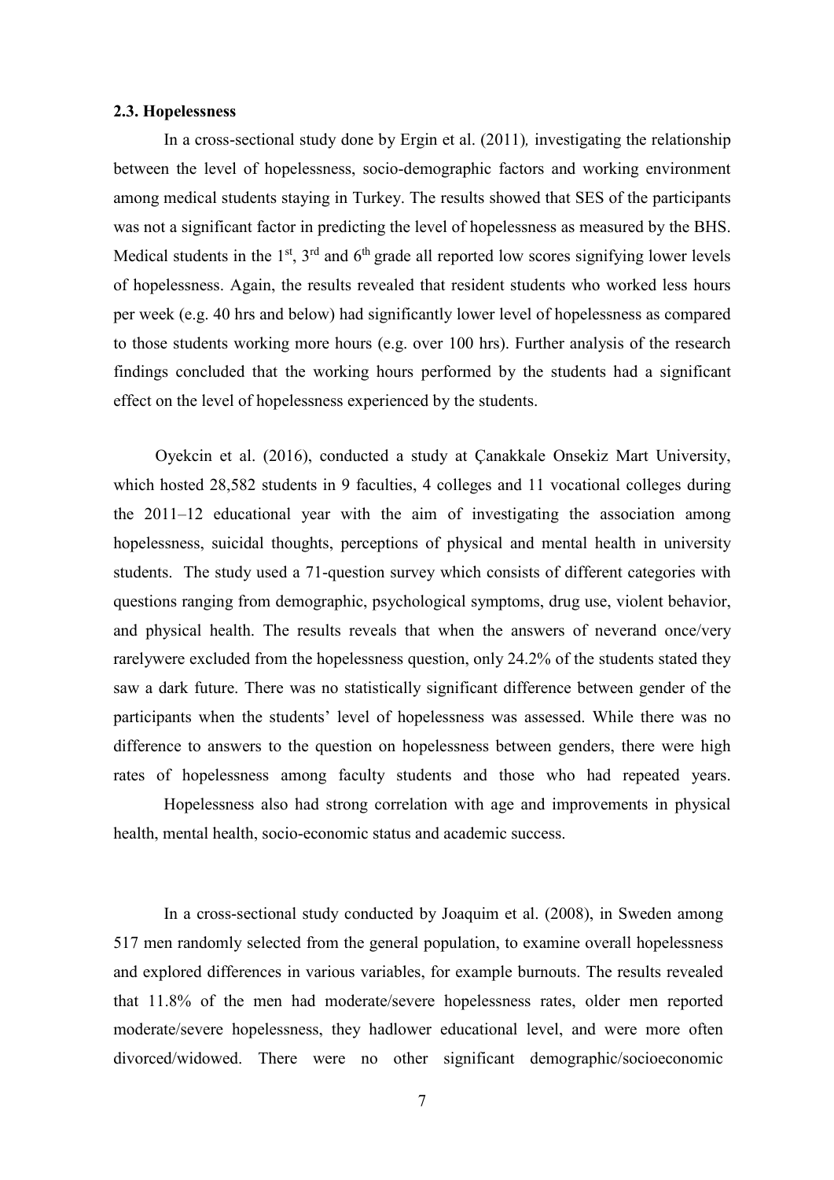**2.3. Hopelessness**

In a cross-sectional study done by Ergin et al. (2011), investigating the relationship between the level of hopelessness, socio-demographic factors and working environment among medical students staying in Turkey. The results showed that SES of the participants was not a significant factor in predicting the level of hopelessness as measured by the BHS. Medical students in the 1st, 3rd and 6th grade all reported low scores signifying lower levels of hopelessness. Again, the results revealed that resident students who worked less hours per week (e.g. 40 hrs and below) had significantly lower level of hopelessness as compared to those students working more hours (e.g. over 100 hrs). Further analysis of the research findings concluded that the working hours performed by the students had a significant effect on the level of hopelessness experienced by the students.

Oyekcin et al. (2016), conducted a study at Çanakkale Onsekiz Mart University, which hosted 28,582 students in 9 faculties, 4 colleges and 11 vocational colleges during the 2011–12 educational year with the aim of investigating the association among hopelessness, suicidal thoughts, perceptions of physical and mental health in university students. The study used a 71-question survey which consists of different categories with questions ranging from demographic, psychological symptoms, drug use, violent behavior, and physical health. The results reveals that when the answers of neverand once/very rarelywere excluded from the hopelessness question, only 24.2% of the students stated they saw a dark future. There was no statistically significant difference between gender of the participants when the students' level of hopelessness was assessed. While there was no difference to answers to the question on hopelessness between genders, there were high rates of hopelessness among faculty students and those who had repeated years.

Hopelessness also had strong correlation with age and improvements in physical health, mental health, socio-economic status and academic success.

In a cross-sectional study conducted by Joaquim et al. (2008), in Sweden among 517 men randomly selected from the general population, to examine overall hopelessness and explored differences in various variables, for example burnouts. The results revealed that 11.8% of the men had moderate/severe hopelessness rates, older men reported moderate/severe hopelessness, they hadlower educational level, and were more often divorced/widowed. There were no other significant demographic/socioeconomic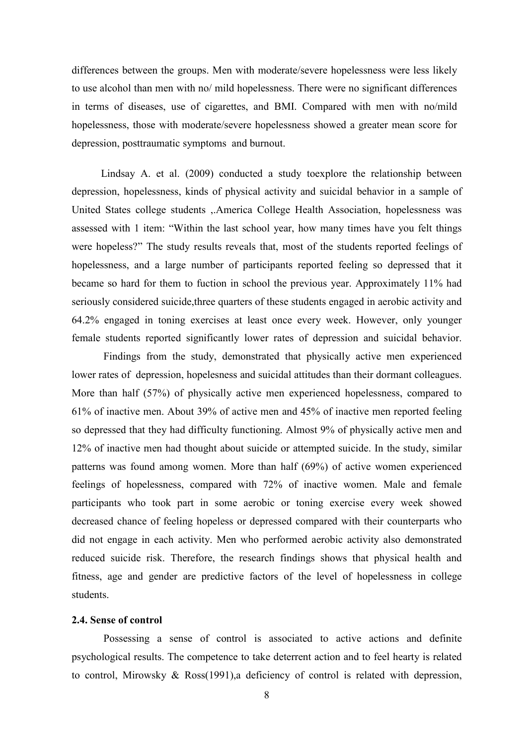differences between the groups. Men with moderate/severe hopelessness were less likely to use alcohol than men with no/ mild hopelessness. There were no significant differences in terms of diseases, use of cigarettes, and BMI. Compared with men with no/mild hopelessness, those with moderate/severe hopelessness showed a greater mean score for depression, posttraumatic symptoms and burnout.

Lindsay A. et al. (2009) conducted a study toexplore the relationship between depression, hopelessness, kinds of physical activity and suicidal behavior in a sample of United States college students ,.America College Health Association, hopelessness was assessed with 1 item: "Within the last school year, how many times have you felt things were hopeless?" The study results reveals that, most of the students reported feelings of hopelessness, and a large number of participants reported feeling so depressed that it became so hard for them to fuction in school the previous year. Approximately 11% had seriously considered suicide,three quarters of these students engaged in aerobic activity and 64.2% engaged in toning exercises at least once every week. However, only younger female students reported significantly lower rates of depression and suicidal behavior.

Findings from the study, demonstrated that physically active men experienced lower rates of depression, hopelesness and suicidal attitudes than their dormant colleagues. More than half (57%) of physically active men experienced hopelessness, compared to 61% of inactive men. About 39% of active men and 45% of inactive men reported feeling so depressed that they had difficulty functioning. Almost 9% of physically active men and 12% of inactive men had thought about suicide or attempted suicide. In the study, similar patterns was found among women. More than half (69%) of active women experienced feelings of hopelessness, compared with 72% of inactive women. Male and female participants who took part in some aerobic or toning exercise every week showed decreased chance of feeling hopeless or depressed compared with their counterparts who did not engage in each activity. Men who performed aerobic activity also demonstrated reduced suicide risk. Therefore, the research findings shows that physical health and fitness, age and gender are predictive factors of the level of hopelessness in college students.

### 2.4. Sense of control

Possessing a sense of control is associated to active actions and definite psychological results. The competence to take deterrent action and to feel hearty is related to control, Mirowsky & Ross(1991),a deficiency of control is related with depression,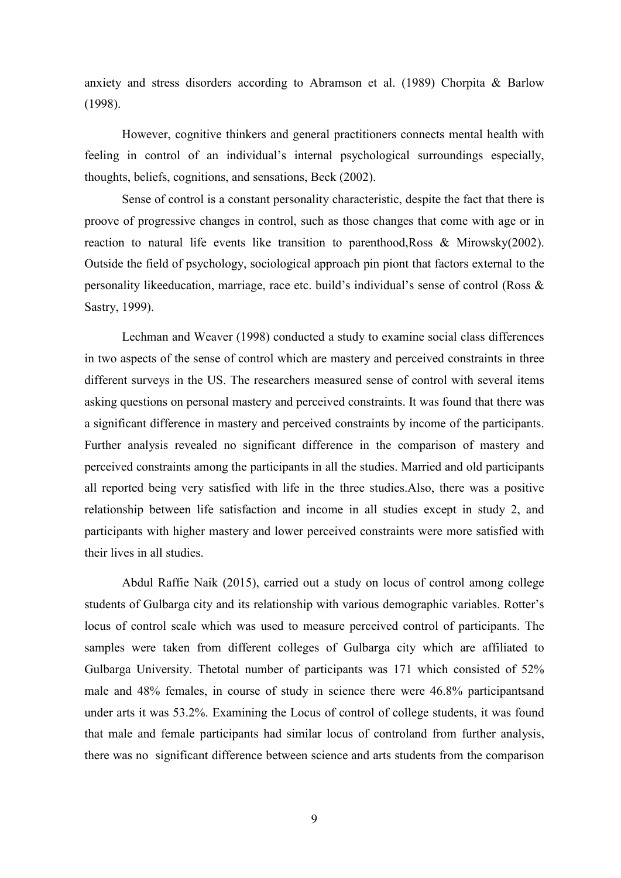anxiety and stress disorders according to Abramson et al. (1989) Chorpita & Barlow (1998).

However, cognitive thinkers and general practitioners connects mental health with feeling in control of an individual's internal psychological surroundings especially, thoughts, beliefs, cognitions, and sensations, Beck (2002).

Sense of control is a constant personality characteristic, despite the fact that there is proove of progressive changes in control, such as those changes that come with age or in reaction to natural life events like transition to parenthood,Ross & Mirowsky(2002). Outside the field of psychology, sociological approach pin piont that factors external to the personality likeeducation, marriage, race etc. build's individual's sense of control (Ross & Sastry, 1999).

Lechman and Weaver (1998) conducted a study to examine social class differences in two aspects of the sense of control which are mastery and perceived constraints in three different surveys in the US. The researchers measured sense of control with several items asking questions on personal mastery and perceived constraints. It was found that there was a significant difference in mastery and perceived constraints by income of the participants. Further analysis revealed no significant difference in the comparison of mastery and perceived constraints among the participants in all the studies. Married and old participants all reported being very satisfied with life in the three studies.Also, there was a positive relationship between life satisfaction and income in all studies except in study 2, and participants with higher mastery and lower perceived constraints were more satisfied with their lives in all studies.

Abdul Raffie Naik (2015), carried out a study on locus of control among college students of Gulbarga city and its relationship with various demographic variables. Rotter's locus of control scale which was used to measure perceived control of participants. The samples were taken from different colleges of Gulbarga city which are affiliated to Gulbarga University. Thetotal number of participants was 171 which consisted of 52% male and 48% females, in course of study in science there were 46.8% participantsand under arts it was 53.2%. Examining the Locus of control of college students, it was found that male and female participants had similar locus of controland from further analysis, there was no significant difference between science and arts students from the comparison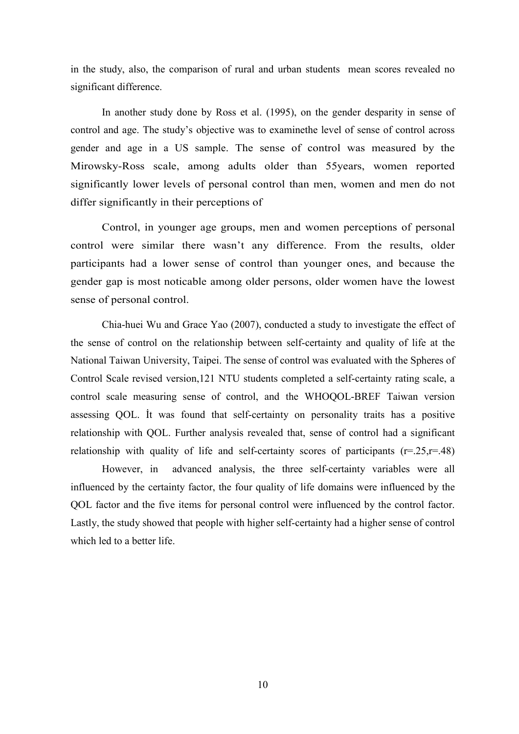in the study, also, the comparison of rural and urban students mean scores revealed no significant difference.

In another study done by Ross et al. (1995), on the gender desparity in sense of control and age. The study's objective was to examinethe level of sense of control across gender and age in a US sample. The sense of control was measured by the Mirowsky-Ross scale, among adults older than 55years, women reported significantly lower levels of personal control than men, women and men do not differ significantly in their perceptions of

Control, in younger age groups, men and women perceptions of personal control were similar there wasn't any difference. From the results, older participants had a lower sense of control than younger ones, and because the gender gap is most noticable among older persons, older women have the lowest sense of personal control.

Chia-huei Wu and Grace Yao (2007), conducted a study to investigate the effect of the sense of control on the relationship between self-certainty and quality of life at the National Taiwan University, Taipei. The sense of control was evaluated with the Spheres of Control Scale revised version,121 NTU students completed a self-certainty rating scale, a control scale measuring sense of control, and the WHOQOL-BREF Taiwan version assessing QOL. İt was found that self-certainty on personality traits has a positive relationship with QOL. Further analysis revealed that, sense of control had a significant relationship with quality of life and self-certainty scores of participants ($r=.25, r=.48$)

However, in advanced analysis, the three self-certainty variables were all influenced by the certainty factor, the four quality of life domains were influenced by the QOL factor and the five items for personal control were influenced by the control factor. Lastly, the study showed that people with higher self-certainty had a higher sense of control which led to a better life.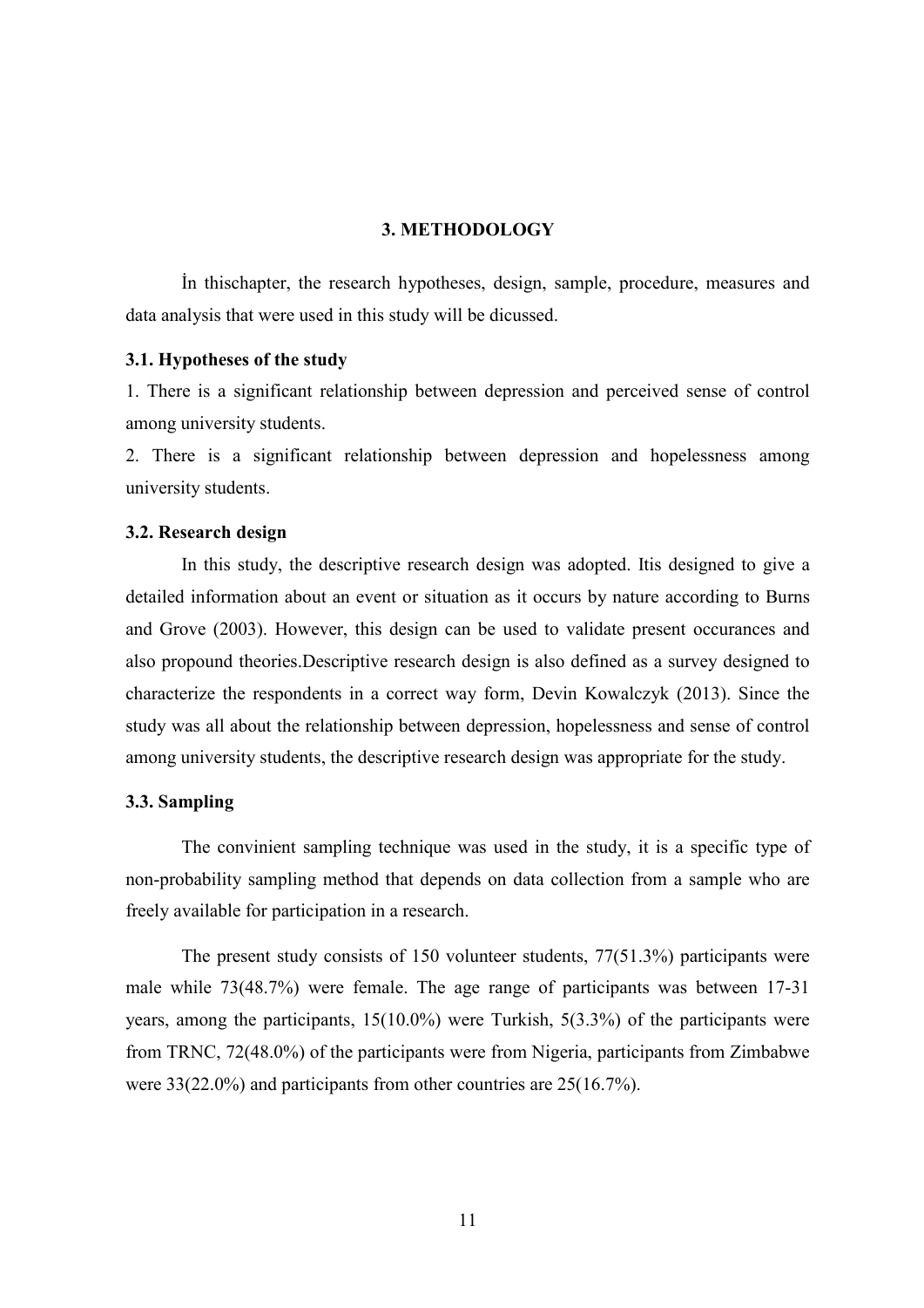# 3. METHODOLOGY

İn thischapter, the research hypotheses, design, sample, procedure, measures and data analysis that were used in this study will be dicussed.

### 3.1. Hypotheses of the study

1. There is a significant relationship between depression and perceived sense of control among university students.
2. There is a significant relationship between depression and hopelessness among university students.

### 3.2. Research design

In this study, the descriptive research design was adopted. Itis designed to give a detailed information about an event or situation as it occurs by nature according to Burns and Grove (2003). However, this design can be used to validate present occurances and also propound theories.Descriptive research design is also defined as a survey designed to characterize the respondents in a correct way form, Devin Kowalczyk (2013). Since the study was all about the relationship between depression, hopelessness and sense of control among university students, the descriptive research design was appropriate for the study.

### 3.3. Sampling

The convinient sampling technique was used in the study, it is a specific type of non-probability sampling method that depends on data collection from a sample who are freely available for participation in a research.

The present study consists of 150 volunteer students, 77(51.3%) participants were male while 73(48.7%) were female. The age range of participants was between 17-31 years, among the participants, 15(10.0%) were Turkish, 5(3.3%) of the participants were from TRNC, 72(48.0%) of the participants were from Nigeria, participants from Zimbabwe were 33(22.0%) and participants from other countries are 25(16.7%).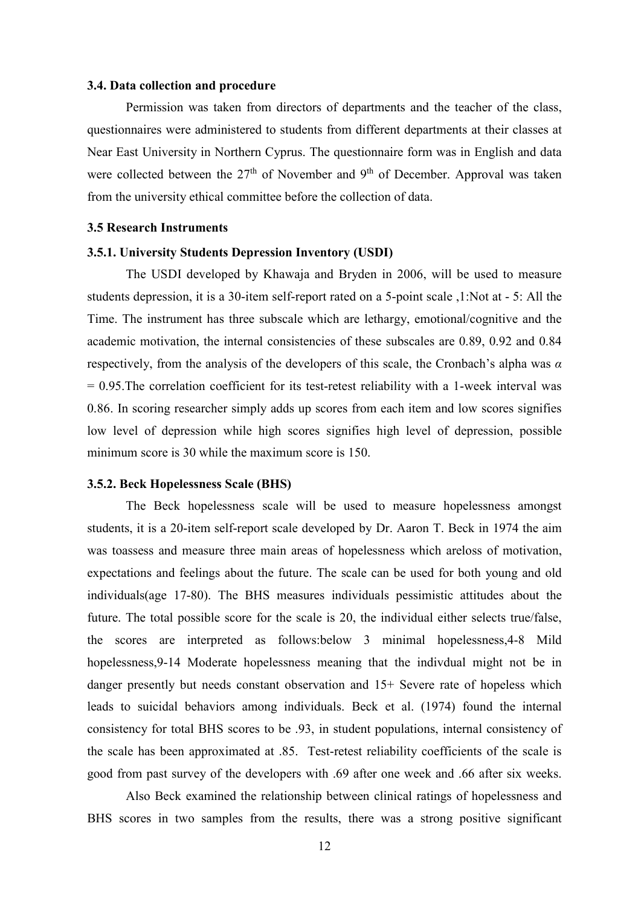### 3.4. Data collection and procedure

Permission was taken from directors of departments and the teacher of the class, questionnaires were administered to students from different departments at their classes at Near East University in Northern Cyprus. The questionnaire form was in English and data were collected between the 27th of November and 9th of December. Approval was taken from the university ethical committee before the collection of data.

### 3.5 Research Instruments

#### 3.5.1. University Students Depression Inventory (USDI)

The USDI developed by Khawaja and Bryden in 2006, will be used to measure students depression, it is a 30-item self-report rated on a 5-point scale ,1:Not at - 5: All the Time. The instrument has three subscale which are lethargy, emotional/cognitive and the academic motivation, the internal consistencies of these subscales are 0.89, 0.92 and 0.84 respectively, from the analysis of the developers of this scale, the Cronbach's alpha was $\alpha = 0.95$.The correlation coefficient for its test-retest reliability with a 1-week interval was 0.86. In scoring researcher simply adds up scores from each item and low scores signifies low level of depression while high scores signifies high level of depression, possible minimum score is 30 while the maximum score is 150.

#### 3.5.2. Beck Hopelessness Scale (BHS)

The Beck hopelessness scale will be used to measure hopelessness amongst students, it is a 20-item self-report scale developed by Dr. Aaron T. Beck in 1974 the aim was toassess and measure three main areas of hopelessness which areloss of motivation, expectations and feelings about the future. The scale can be used for both young and old individuals(age 17-80). The BHS measures individuals pessimistic attitudes about the future. The total possible score for the scale is 20, the individual either selects true/false, the scores are interpreted as follows:below 3 minimal hopelessness,4-8 Mild hopelessness,9-14 Moderate hopelessness meaning that the indivdual might not be in danger presently but needs constant observation and 15+ Severe rate of hopeless which leads to suicidal behaviors among individuals. Beck et al. (1974) found the internal consistency for total BHS scores to be .93, in student populations, internal consistency of the scale has been approximated at .85. Test-retest reliability coefficients of the scale is good from past survey of the developers with .69 after one week and .66 after six weeks.

Also Beck examined the relationship between clinical ratings of hopelessness and BHS scores in two samples from the results, there was a strong positive significant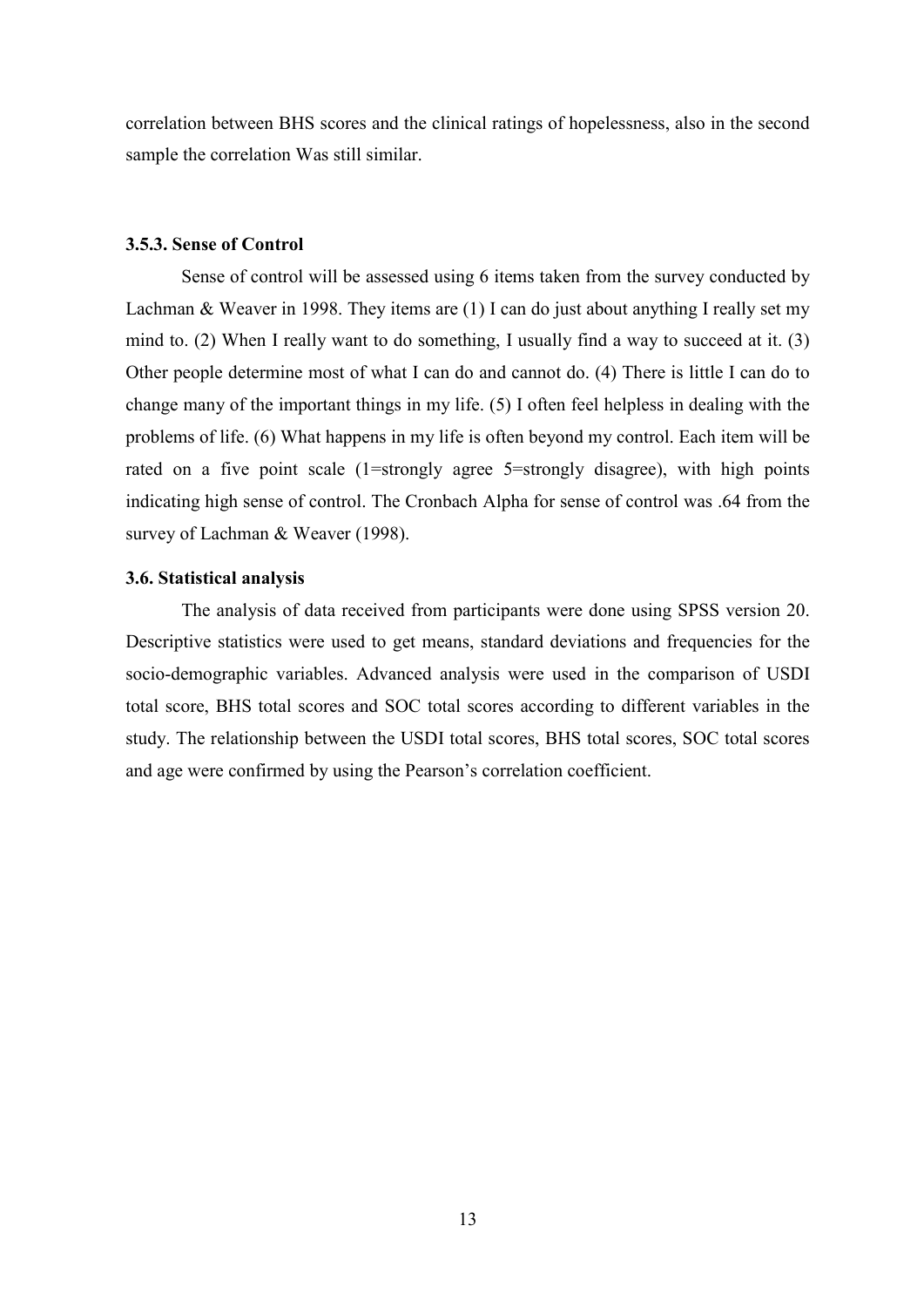correlation between BHS scores and the clinical ratings of hopelessness, also in the second sample the correlation Was still similar.

### 3.5.3. Sense of Control

Sense of control will be assessed using 6 items taken from the survey conducted by Lachman & Weaver in 1998. They items are (1) I can do just about anything I really set my mind to. (2) When I really want to do something, I usually find a way to succeed at it. (3) Other people determine most of what I can do and cannot do. (4) There is little I can do to change many of the important things in my life. (5) I often feel helpless in dealing with the problems of life. (6) What happens in my life is often beyond my control. Each item will be rated on a five point scale (1=strongly agree 5=strongly disagree), with high points indicating high sense of control. The Cronbach Alpha for sense of control was .64 from the survey of Lachman & Weaver (1998).

## 3.6. Statistical analysis

The analysis of data received from participants were done using SPSS version 20. Descriptive statistics were used to get means, standard deviations and frequencies for the socio-demographic variables. Advanced analysis were used in the comparison of USDI total score, BHS total scores and SOC total scores according to different variables in the study. The relationship between the USDI total scores, BHS total scores, SOC total scores and age were confirmed by using the Pearson's correlation coefficient.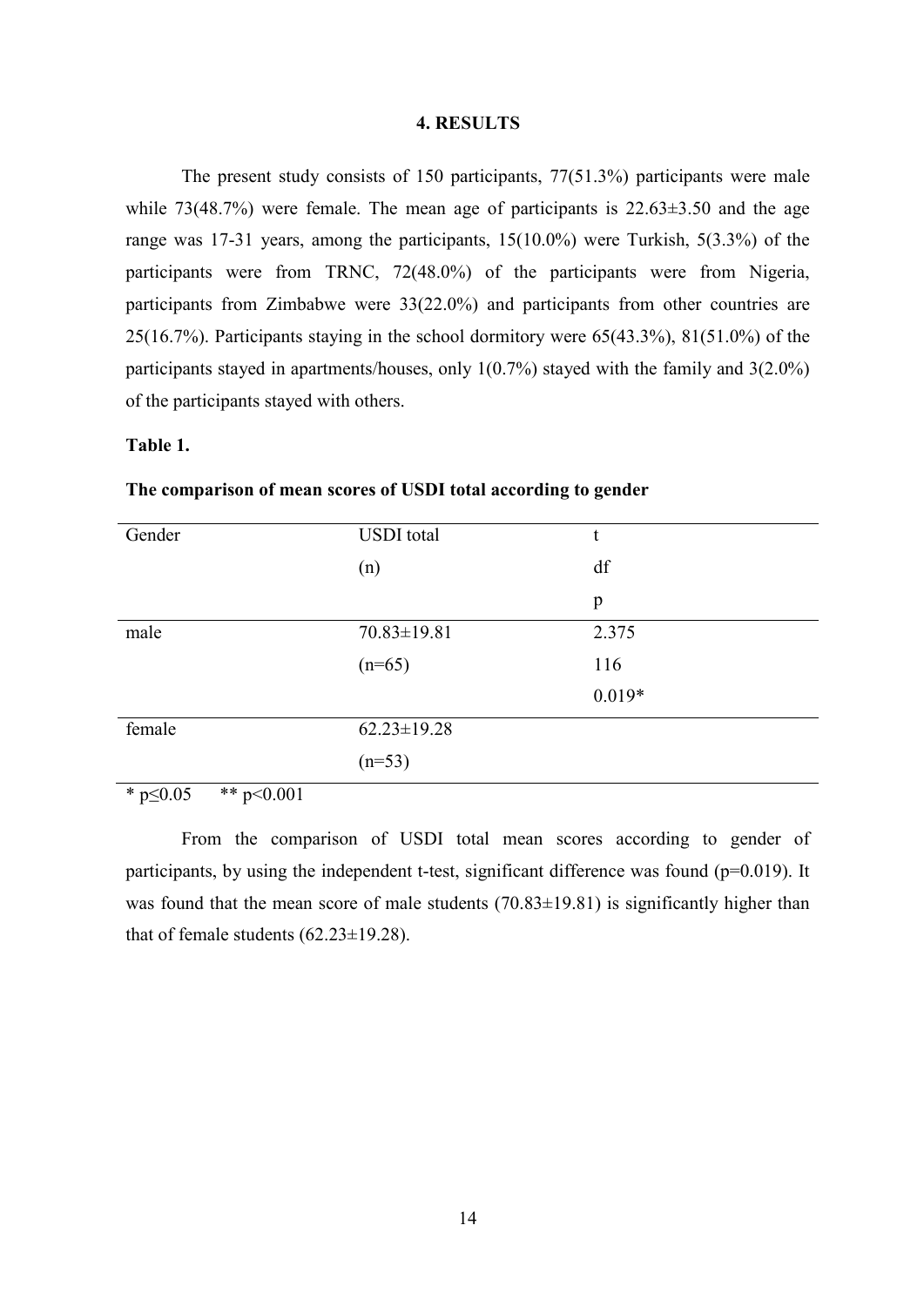## 4. RESULTS

The present study consists of 150 participants, 77(51.3%) participants were male while 73(48.7%) were female. The mean age of participants is 22.63±3.50 and the age range was 17-31 years, among the participants, 15(10.0%) were Turkish, 5(3.3%) of the participants were from TRNC, 72(48.0%) of the participants were from Nigeria, participants from Zimbabwe were 33(22.0%) and participants from other countries are 25(16.7%). Participants staying in the school dormitory were 65(43.3%), 81(51.0%) of the participants stayed in apartments/houses, only 1(0.7%) stayed with the family and 3(2.0%) of the participants stayed with others.

**Table 1.**

**The comparison of mean scores of USDI total according to gender**

| Gender | USDI total (n) | t<br>df<br>p |
|---|---|---|
| male | 70.83±19.81<br>(n=65) | 2.375<br>116<br>0.019* |
| female | 62.23±19.28<br>(n=53) | |

* $p \leq 0.05$ ** $p < 0.001$

From the comparison of USDI total mean scores according to gender of participants, by using the independent t-test, significant difference was found ($p=0.019$). It was found that the mean score of male students (70.83±19.81) is significantly higher than that of female students (62.23±19.28).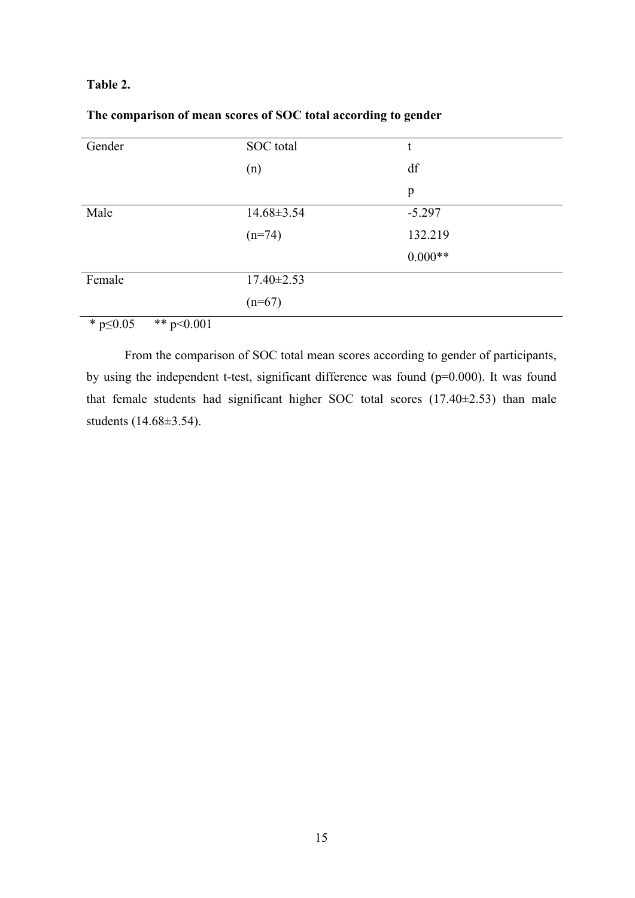**Table 2.**

**The comparison of mean scores of SOC total according to gender**

| Gender | SOC total (n) | t df p |
|---|---|---|
| Male | 14.68±3.54 (n=74) | -5.297 132.219 0.000** |
| Female | 17.40±2.53 (n=67) | |

* p≤0.05 ** p<0.001

From the comparison of SOC total mean scores according to gender of participants, by using the independent t-test, significant difference was found (p=0.000). It was found that female students had significant higher SOC total scores (17.40±2.53) than male students (14.68±3.54).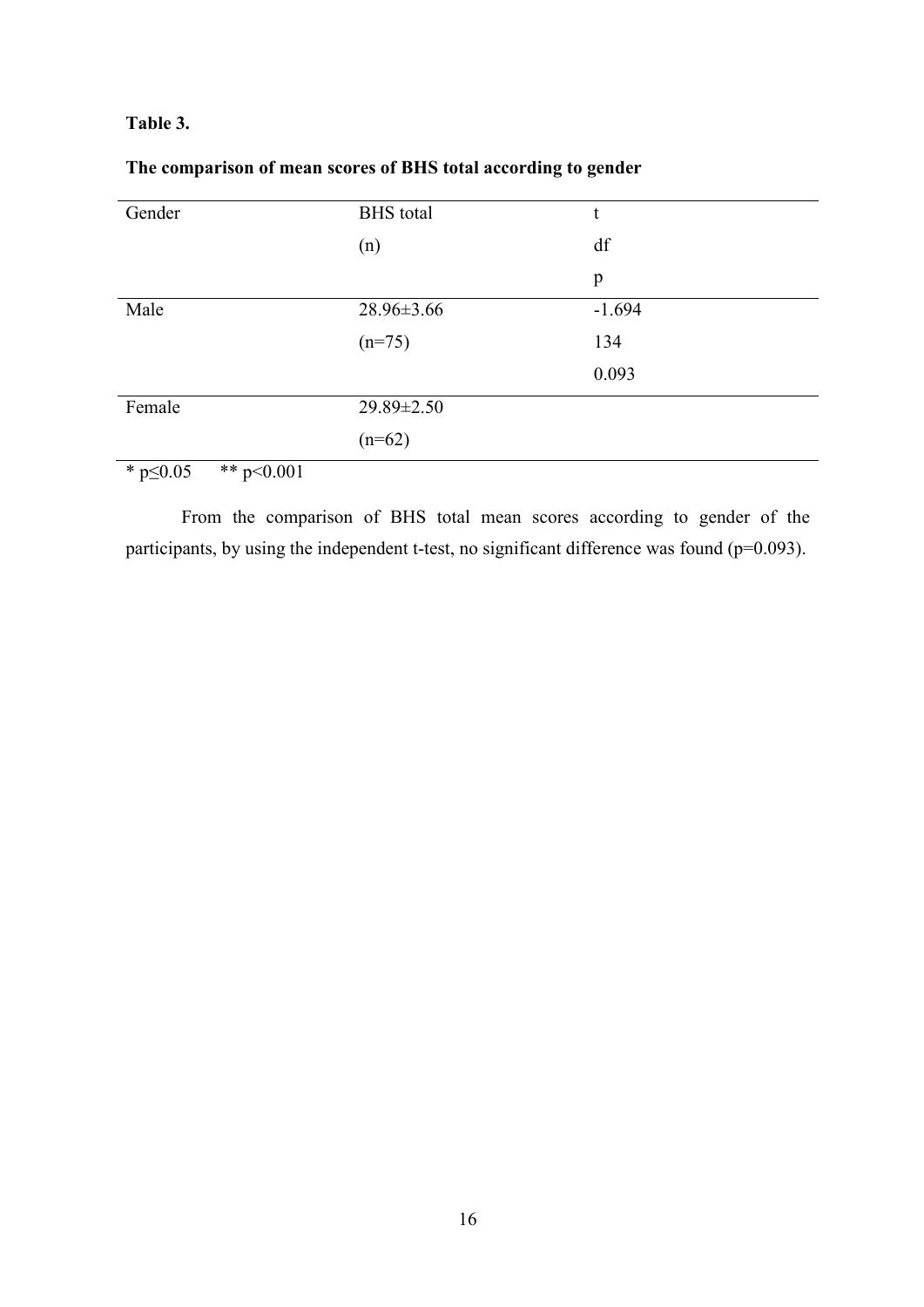**Table 3.**

**The comparison of mean scores of BHS total according to gender**

| Gender | BHS total (n) | t df p |
|---|---|---|
| Male | 28.96±3.66 (n=75) | -1.694 134 0.093 |
| Female | 29.89±2.50 (n=62) | |

* $p \leq 0.05$ &nbsp;&nbsp;&nbsp; ** $p < 0.001$

From the comparison of BHS total mean scores according to gender of the participants, by using the independent t-test, no significant difference was found (p=0.093).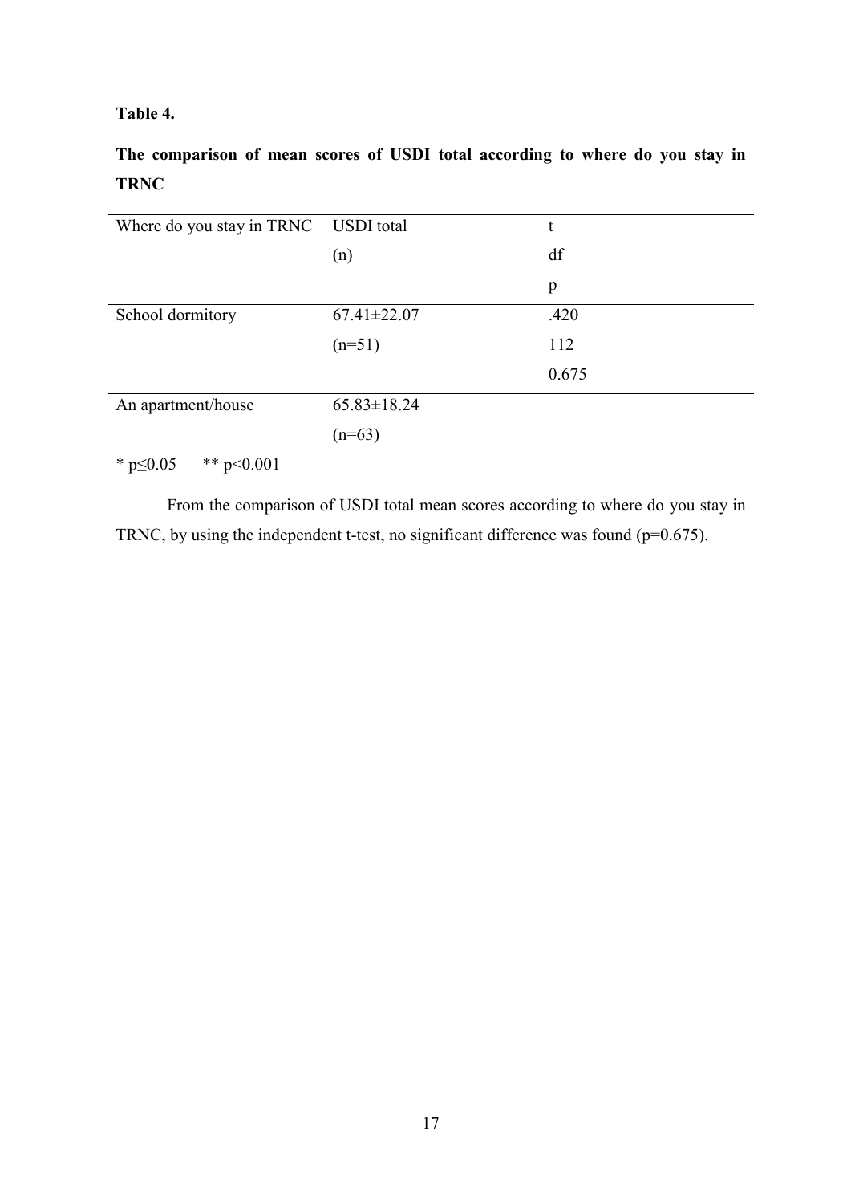**Table 4.**

**The comparison of mean scores of USDI total according to where do you stay in TRNC**

| Where do you stay in TRNC | USDI total (n) | t df p |
|---|---|---|
| School dormitory | 67.41±22.07 (n=51) | .420 112 0.675 |
| An apartment/house | 65.83±18.24 (n=63) | |

\* $p \leq 0.05$ \*\* $p < 0.001$

From the comparison of USDI total mean scores according to where do you stay in TRNC, by using the independent t-test, no significant difference was found ($p=0.675$).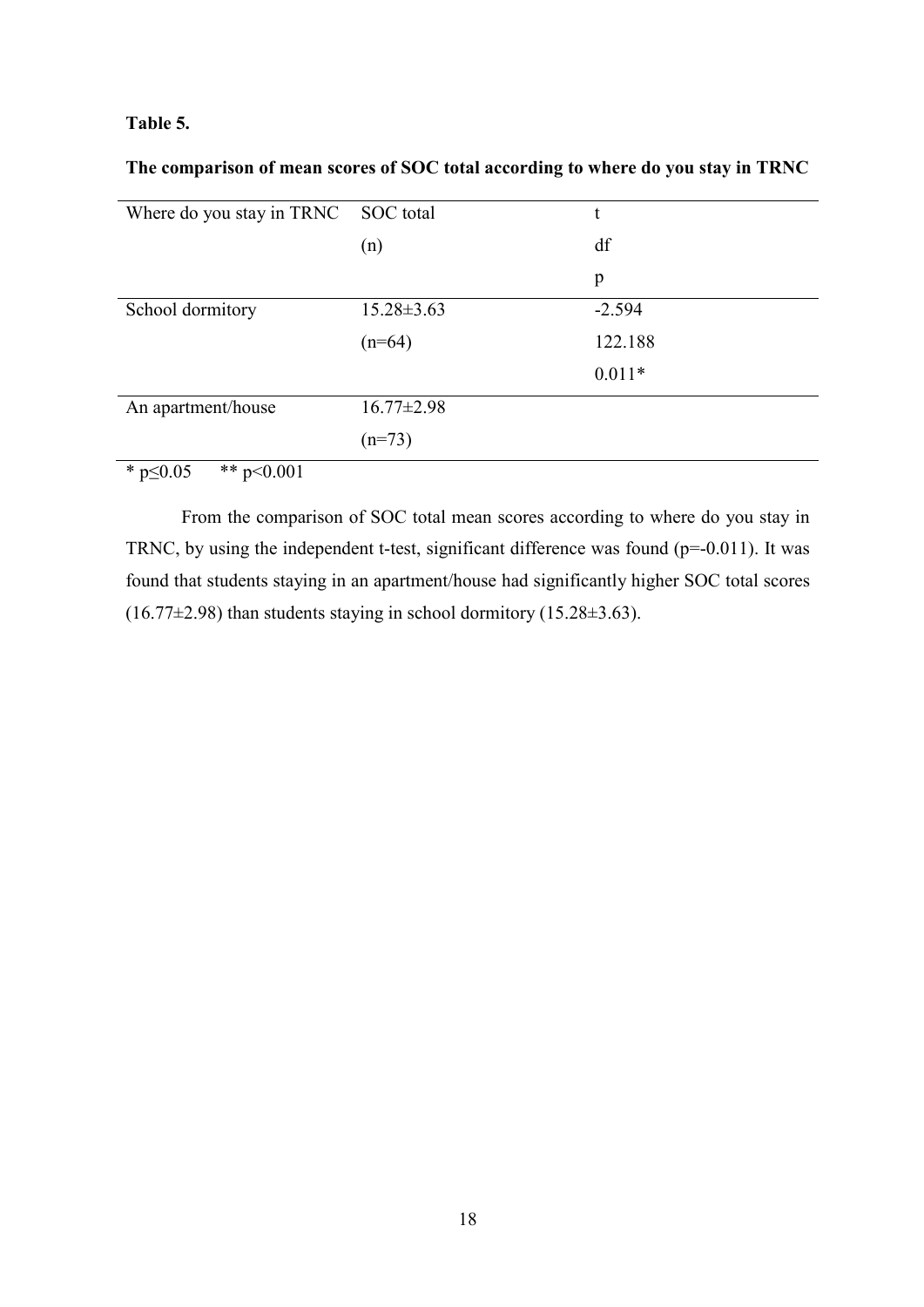**Table 5.**

**The comparison of mean scores of SOC total according to where do you stay in TRNC**

| Where do you stay in TRNC | SOC total (n) | t df p |
|---|---|---|
| School dormitory | 15.28±3.63 (n=64) | -2.594 122.188 0.011* |
| An apartment/house | 16.77±2.98 (n=73) | |

* $p \leq 0.05$ ** $p < 0.001$

From the comparison of SOC total mean scores according to where do you stay in TRNC, by using the independent t-test, significant difference was found (p=-0.011). It was found that students staying in an apartment/house had significantly higher SOC total scores (16.77±2.98) than students staying in school dormitory (15.28±3.63).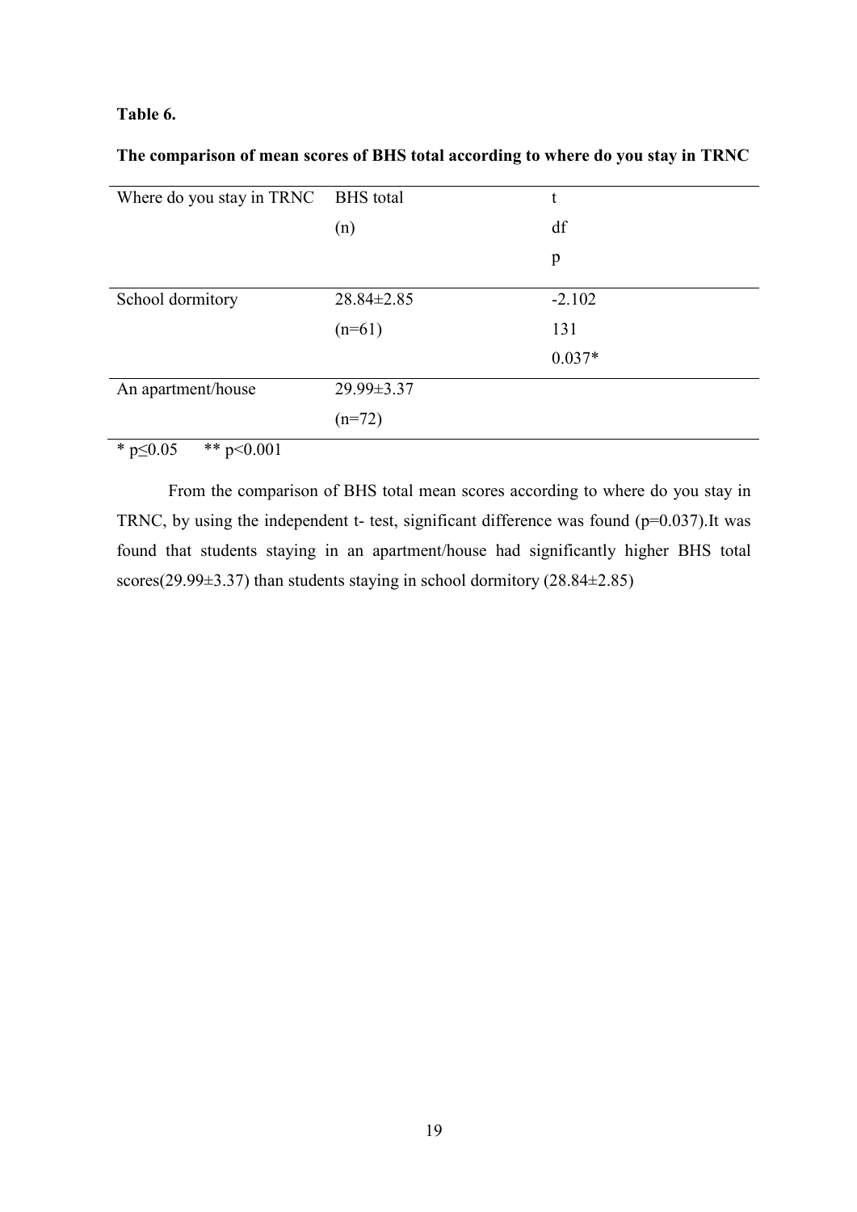**Table 6.**

**The comparison of mean scores of BHS total according to where do you stay in TRNC**

| Where do you stay in TRNC | BHS total (n) | t df p |
|---|---|---|
| School dormitory | 28.84±2.85 (n=61) | -2.102 131 0.037* |
| An apartment/house | 29.99±3.37 (n=72) | |

* $p \leq 0.05$ ** $p < 0.001$

From the comparison of BHS total mean scores according to where do you stay in TRNC, by using the independent t- test, significant difference was found (p=0.037).It was found that students staying in an apartment/house had significantly higher BHS total scores(29.99±3.37) than students staying in school dormitory (28.84±2.85)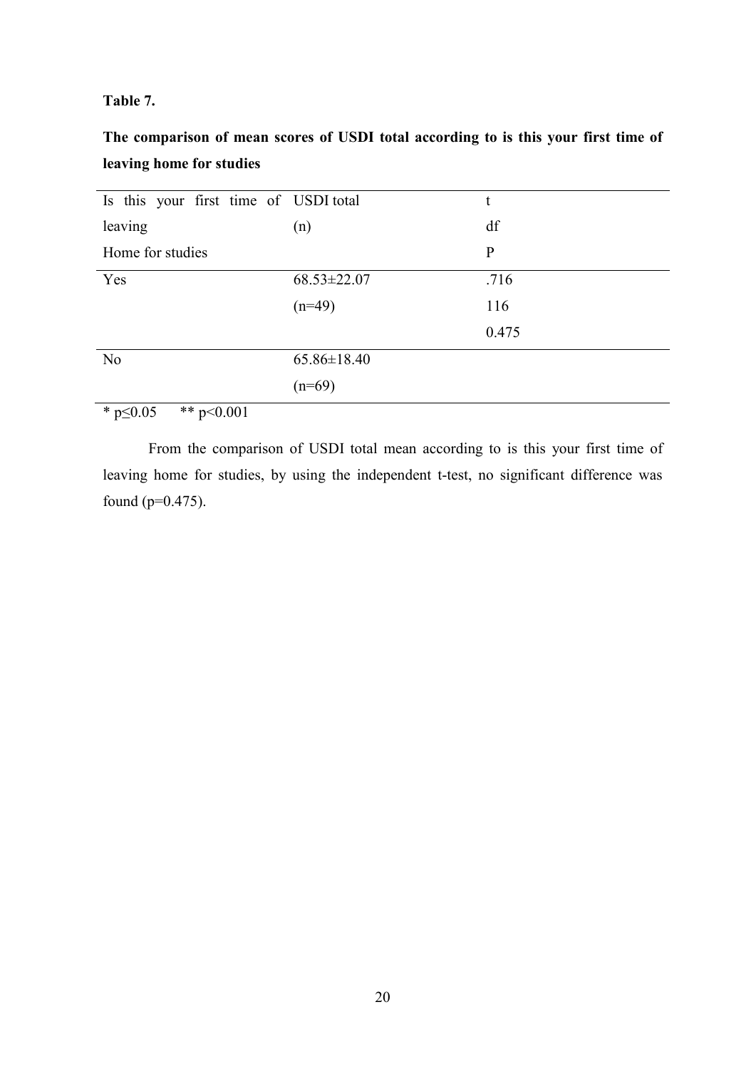**Table 7.**

**The comparison of mean scores of USDI total according to is this your first time of leaving home for studies**

| Is this your first time of leaving Home for studies | USDI total (n) | t df P |
|---|---|---|
| Yes | 68.53±22.07 (n=49) | .716 116 0.475 |
| No | 65.86±18.40 (n=69) | |

\* $p \leq 0.05$ &nbsp;&nbsp;&nbsp; \*\* $p < 0.001$

From the comparison of USDI total mean according to is this your first time of leaving home for studies, by using the independent t-test, no significant difference was found ($p=0.475$).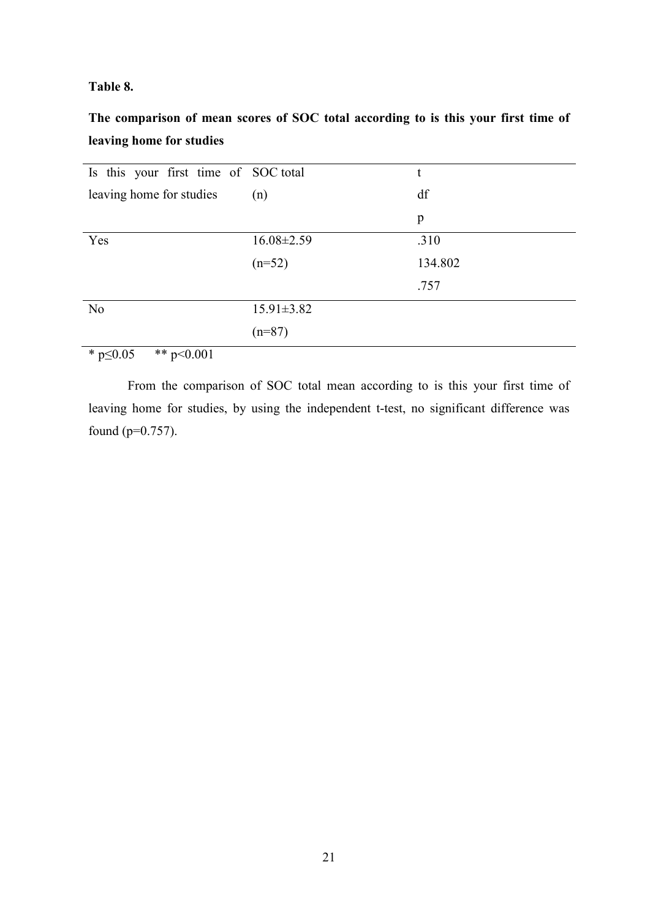**Table 8.**

**The comparison of mean scores of SOC total according to is this your first time of leaving home for studies**

| Is this your first time of leaving home for studies | SOC total (n) | t df p |
|---|---|---|
| Yes | 16.08±2.59 (n=52) | .310 134.802 .757 |
| No | 15.91±3.82 (n=87) | |

\* $p \leq 0.05$ \*\* $p < 0.001$

From the comparison of SOC total mean according to is this your first time of leaving home for studies, by using the independent t-test, no significant difference was found (p=0.757).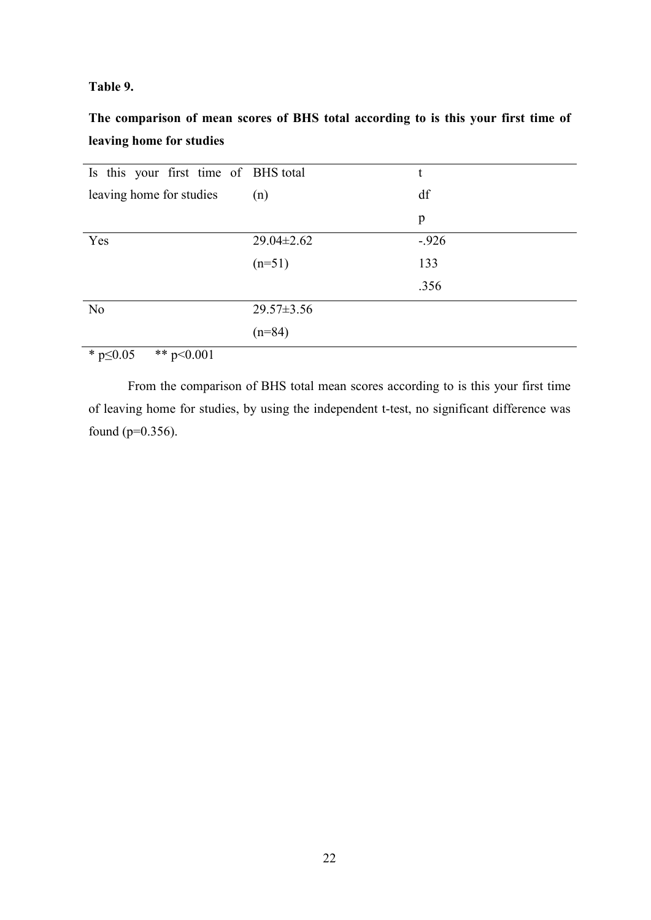**Table 9.**

**The comparison of mean scores of BHS total according to is this your first time of leaving home for studies**

| Is this your first time of leaving home for studies | BHS total (n) | t df p |
|---|---|---|
| Yes | 29.04±2.62 (n=51) | -.926 133 .356 |
| No | 29.57±3.56 (n=84) | |

* $p \leq 0.05$ ** $p < 0.001$

From the comparison of BHS total mean scores according to is this your first time of leaving home for studies, by using the independent t-test, no significant difference was found ($p=0.356$).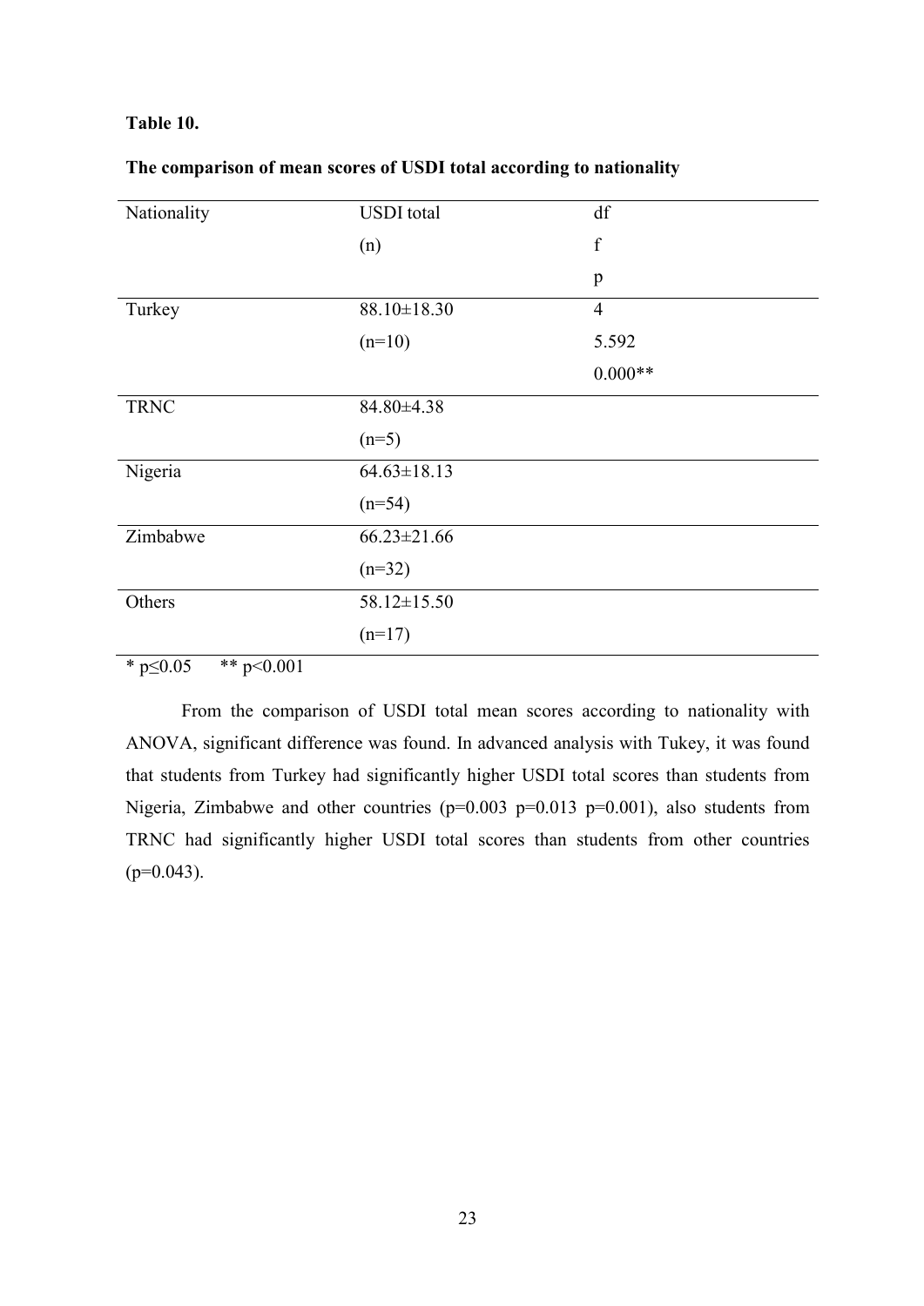**Table 10.**

**The comparison of mean scores of USDI total according to nationality**

| Nationality | USDI total (n) | df f p |
|---|---|---|
| Turkey | 88.10±18.30 (n=10) | 4 5.592 0.000** |
| TRNC | 84.80±4.38 (n=5) | |
| Nigeria | 64.63±18.13 (n=54) | |
| Zimbabwe | 66.23±21.66 (n=32) | |
| Others | 58.12±15.50 (n=17) | |

* p≤0.05 ** p<0.001

From the comparison of USDI total mean scores according to nationality with ANOVA, significant difference was found. In advanced analysis with Tukey, it was found that students from Turkey had significantly higher USDI total scores than students from Nigeria, Zimbabwe and other countries (p=0.003 p=0.013 p=0.001), also students from TRNC had significantly higher USDI total scores than students from other countries (p=0.043).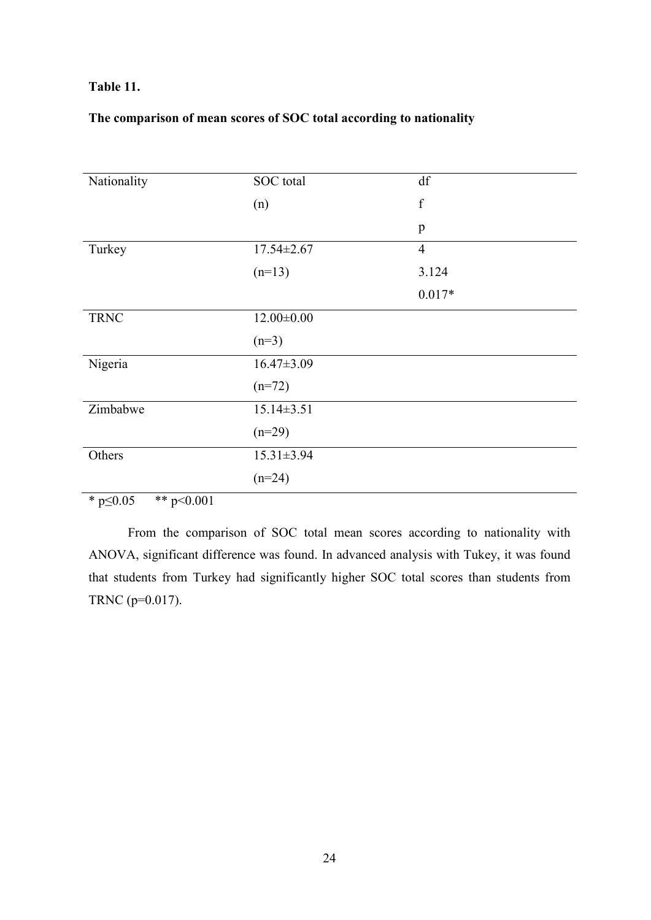**Table 11.**

**The comparison of mean scores of SOC total according to nationality**

| Nationality | SOC total (n) | df f p |
|---|---|---|
| Turkey | 17.54±2.67 (n=13) | 4 3.124 0.017* |
| TRNC | 12.00±0.00 (n=3) | |
| Nigeria | 16.47±3.09 (n=72) | |
| Zimbabwe | 15.14±3.51 (n=29) | |
| Others | 15.31±3.94 (n=24) | |

\* $p \leq 0.05$ &nbsp;&nbsp;&nbsp; \*\* $p < 0.001$

From the comparison of SOC total mean scores according to nationality with ANOVA, significant difference was found. In advanced analysis with Tukey, it was found that students from Turkey had significantly higher SOC total scores than students from TRNC (p=0.017).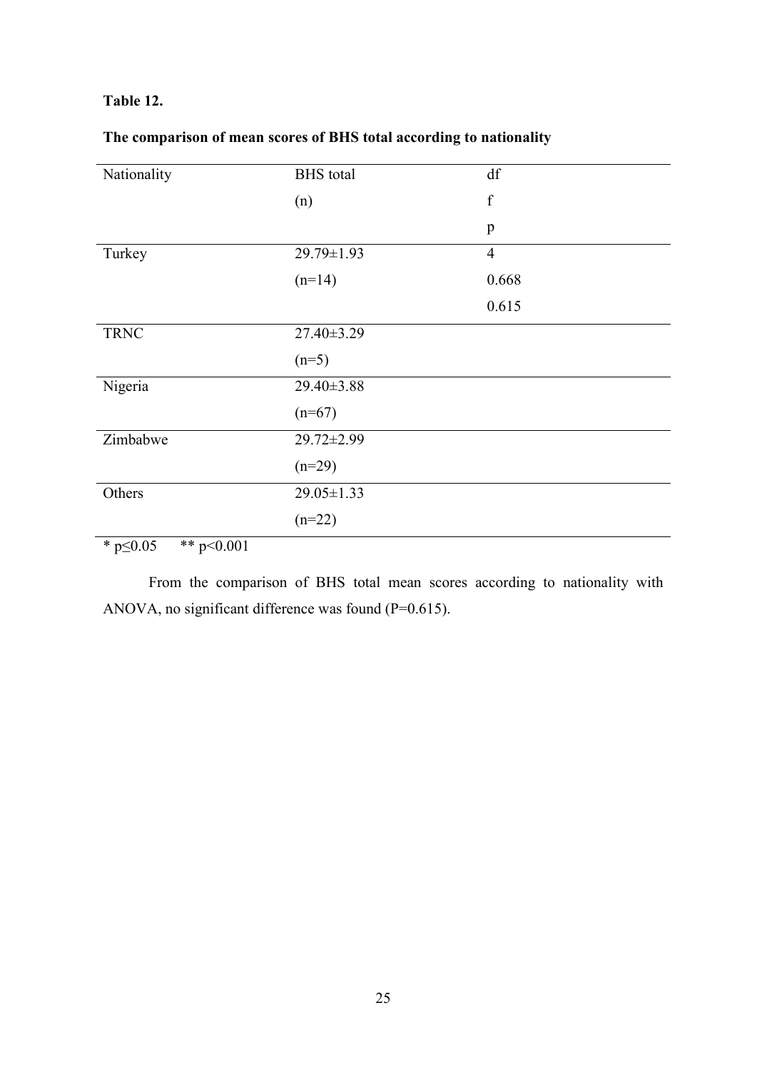**Table 12.**

**The comparison of mean scores of BHS total according to nationality**

| Nationality | BHS total (n) | df f p |
|---|---|---|
| Turkey | 29.79±1.93 (n=14) | 4 0.668 0.615 |
| TRNC | 27.40±3.29 (n=5) | |
| Nigeria | 29.40±3.88 (n=67) | |
| Zimbabwe | 29.72±2.99 (n=29) | |
| Others | 29.05±1.33 (n=22) | |

\* $p \leq 0.05$ &nbsp;&nbsp;&nbsp; \*\* $p < 0.001$

From the comparison of BHS total mean scores according to nationality with ANOVA, no significant difference was found (P=0.615).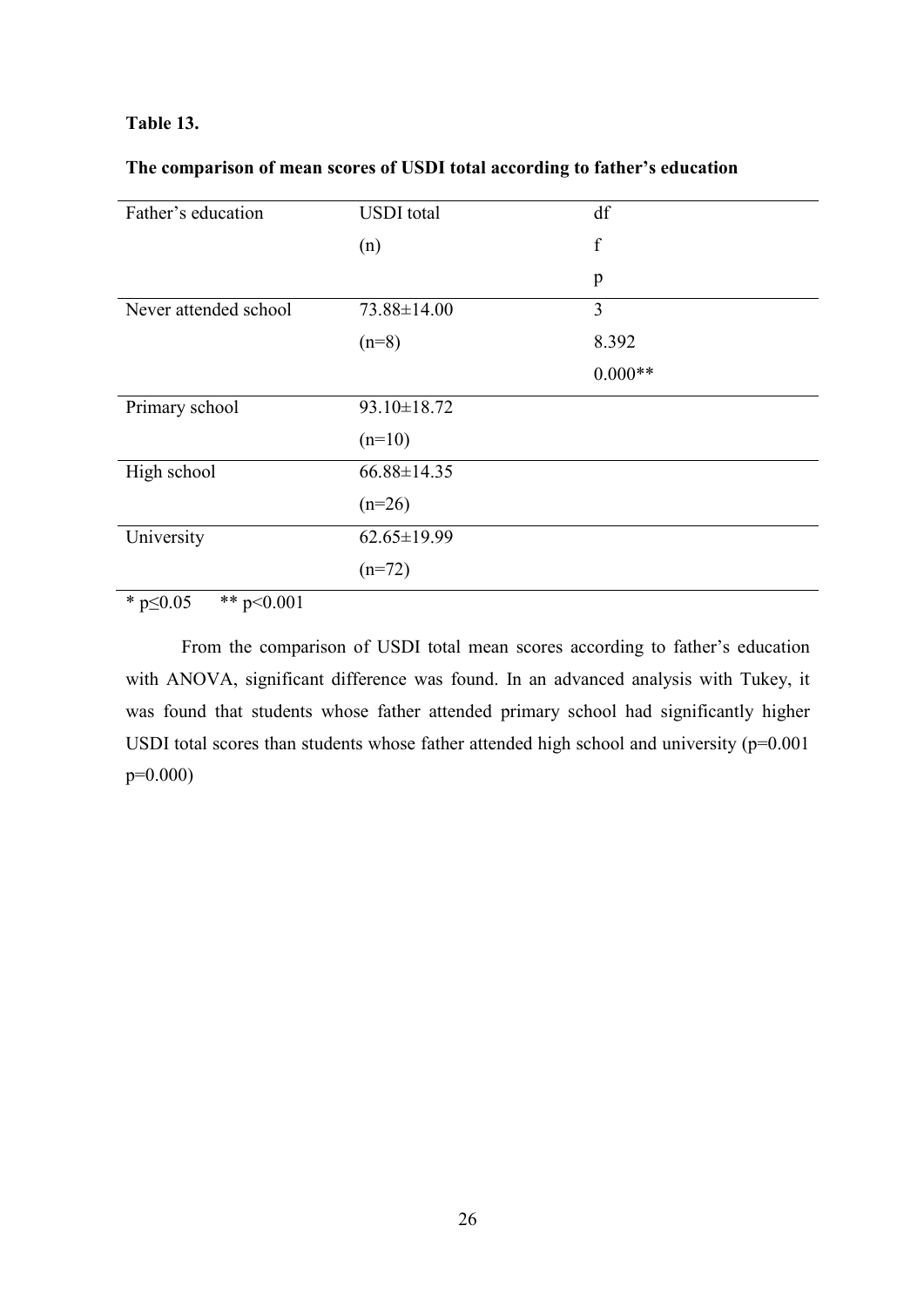**Table 13.**

**The comparison of mean scores of USDI total according to father's education**

| Father's education | USDI total (n) | df f p |
|---|---|---|
| Never attended school | 73.88±14.00 (n=8) | 3 8.392 0.000** |
| Primary school | 93.10±18.72 (n=10) | |
| High school | 66.88±14.35 (n=26) | |
| University | 62.65±19.99 (n=72) | |

* $p \leq 0.05$ ** $p < 0.001$

From the comparison of USDI total mean scores according to father's education with ANOVA, significant difference was found. In an advanced analysis with Tukey, it was found that students whose father attended primary school had significantly higher USDI total scores than students whose father attended high school and university (p=0.001 p=0.000)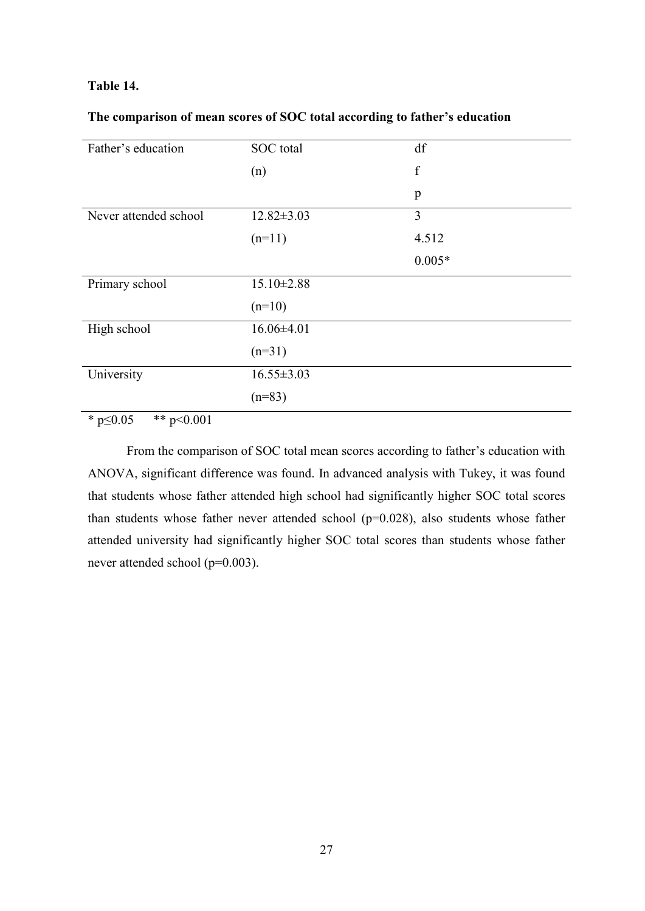**Table 14.**

**The comparison of mean scores of SOC total according to father's education**

| Father's education | SOC total (n) | df f p |
|---|---|---|
| Never attended school | 12.82±3.03 (n=11) | 3 4.512 0.005* |
| Primary school | 15.10±2.88 (n=10) | |
| High school | 16.06±4.01 (n=31) | |
| University | 16.55±3.03 (n=83) | |

* $p \leq 0.05$ ** $p < 0.001$

From the comparison of SOC total mean scores according to father's education with ANOVA, significant difference was found. In advanced analysis with Tukey, it was found that students whose father attended high school had significantly higher SOC total scores than students whose father never attended school ($p=0.028$), also students whose father attended university had significantly higher SOC total scores than students whose father never attended school ($p=0.003$).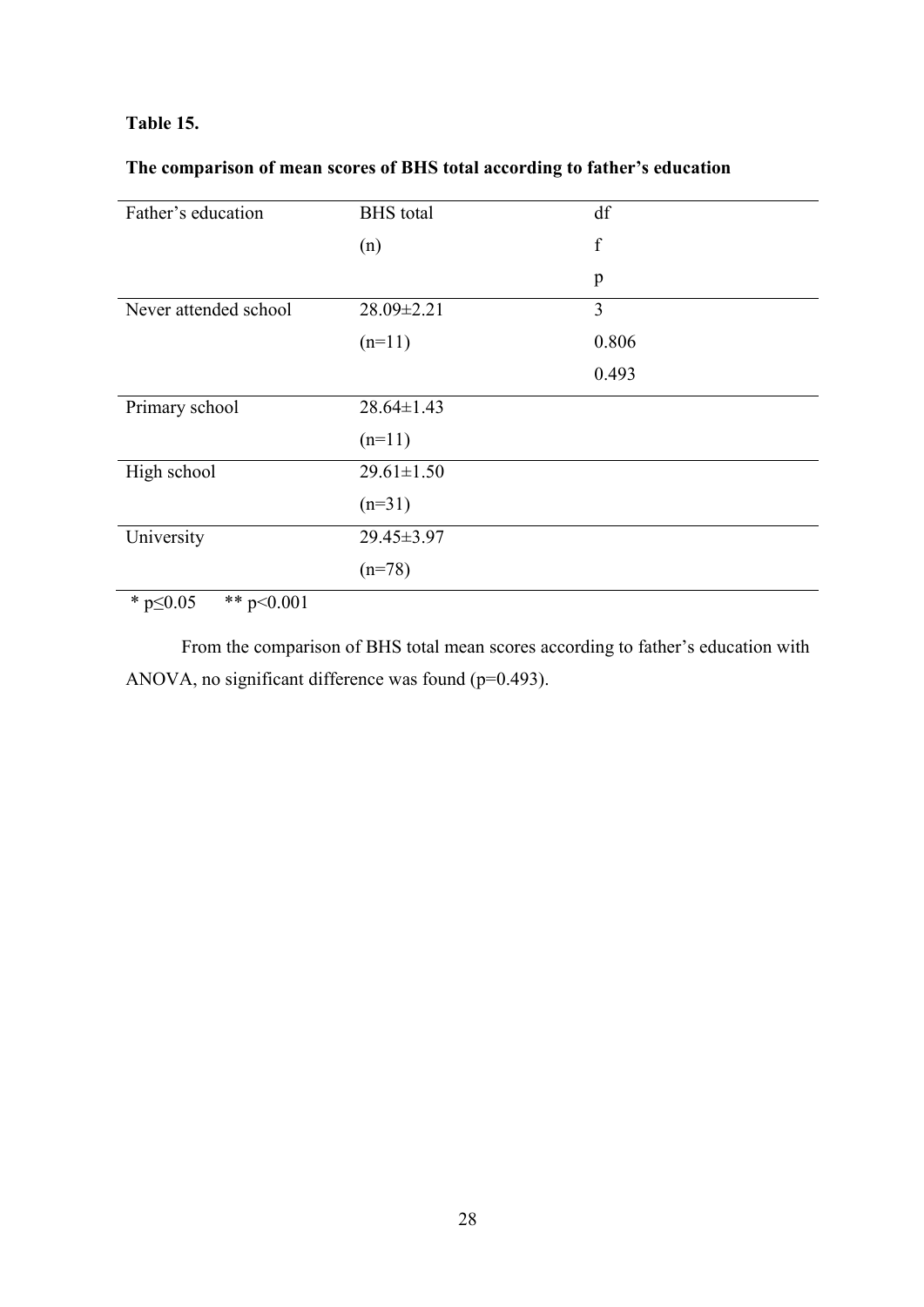**Table 15.**

**The comparison of mean scores of BHS total according to father's education**

| Father's education | BHS total (n) | df f p |
|---|---|---|
| Never attended school | 28.09±2.21 (n=11) | 3 0.806 0.493 |
| Primary school | 28.64±1.43 (n=11) | |
| High school | 29.61±1.50 (n=31) | |
| University | 29.45±3.97 (n=78) | |

\* p≤0.05 &nbsp;&nbsp;&nbsp; ** p<0.001

From the comparison of BHS total mean scores according to father's education with ANOVA, no significant difference was found (p=0.493).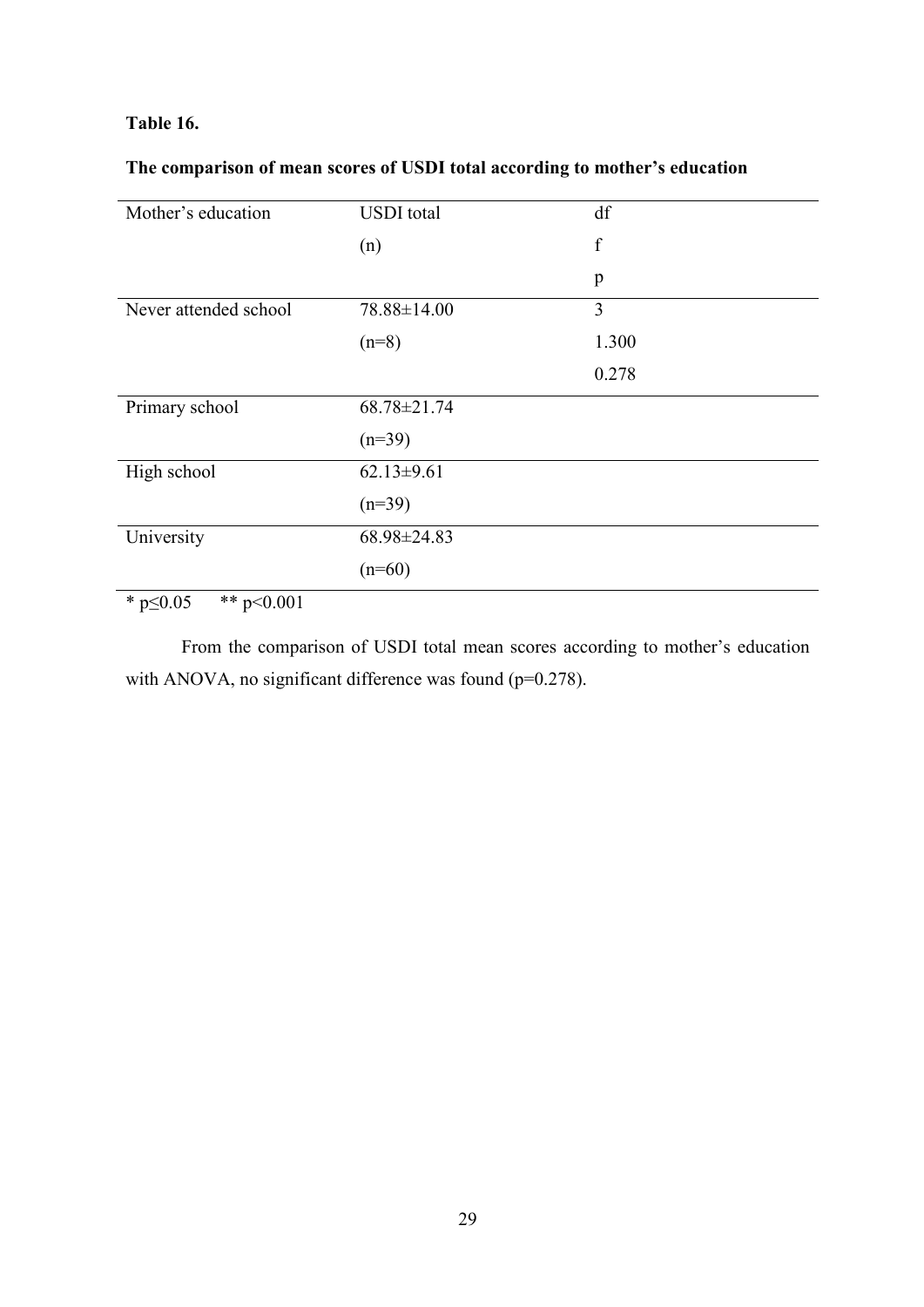**Table 16.**

**The comparison of mean scores of USDI total according to mother's education**

| Mother's education | USDI total (n) | df f p |
|---|---|---|
| Never attended school | 78.88±14.00 (n=8) | 3 1.300 0.278 |
| Primary school | 68.78±21.74 (n=39) | |
| High school | 62.13±9.61 (n=39) | |
| University | 68.98±24.83 (n=60) | |

* $p \leq 0.05$ ** $p < 0.001$

From the comparison of USDI total mean scores according to mother's education with ANOVA, no significant difference was found ($p=0.278$).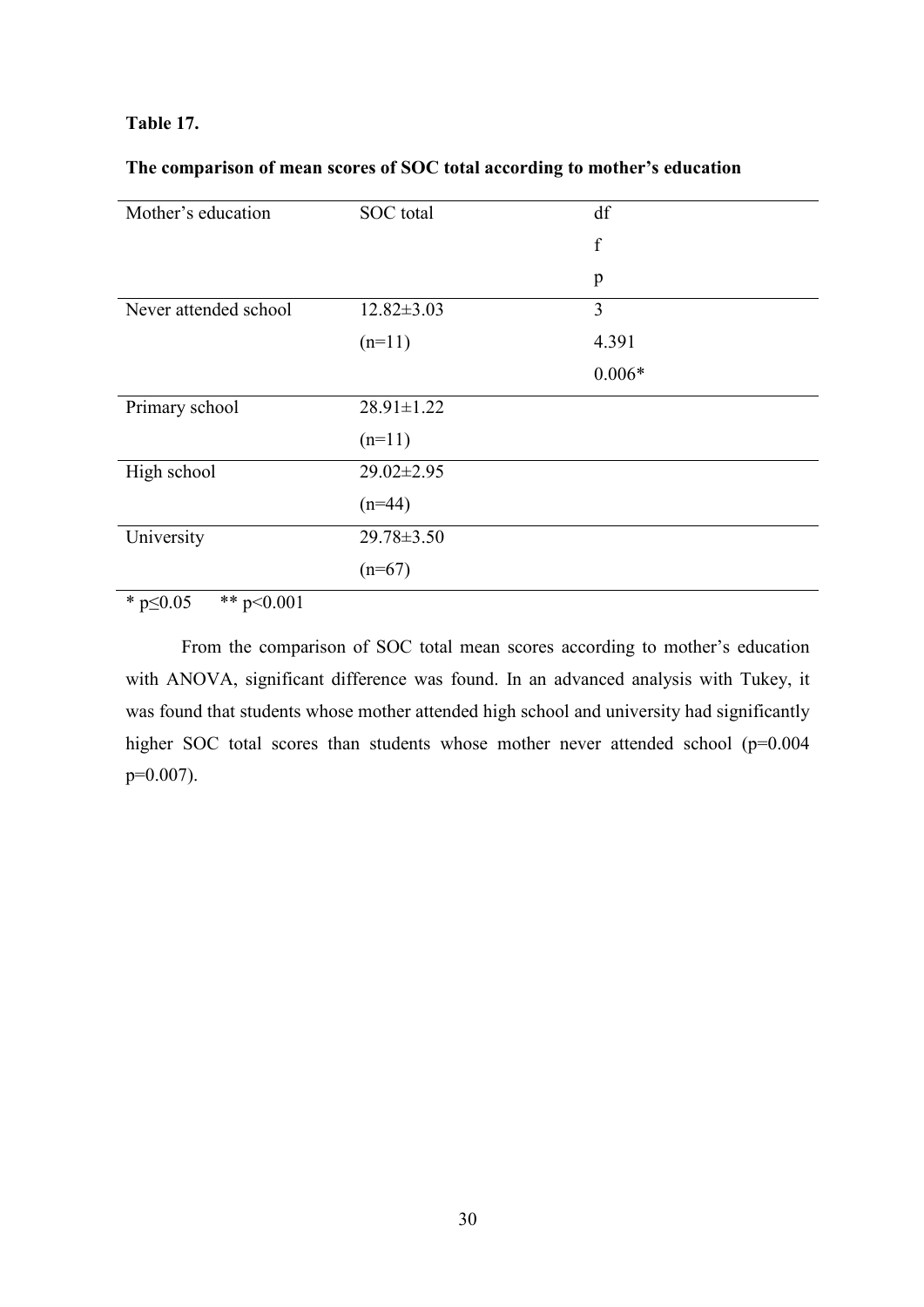**Table 17.**

**The comparison of mean scores of SOC total according to mother's education**

| Mother's education | SOC total | df<br>f<br>p |
|---|---|---|
| Never attended school | 12.82±3.03<br>(n=11) | 3<br>4.391<br>0.006* |
| Primary school | 28.91±1.22<br>(n=11) | |
| High school | 29.02±2.95<br>(n=44) | |
| University | 29.78±3.50<br>(n=67) | |

\* $p \leq 0.05$ &nbsp;&nbsp;&nbsp; ** $p < 0.001$

From the comparison of SOC total mean scores according to mother's education with ANOVA, significant difference was found. In an advanced analysis with Tukey, it was found that students whose mother attended high school and university had significantly higher SOC total scores than students whose mother never attended school (p=0.004 p=0.007).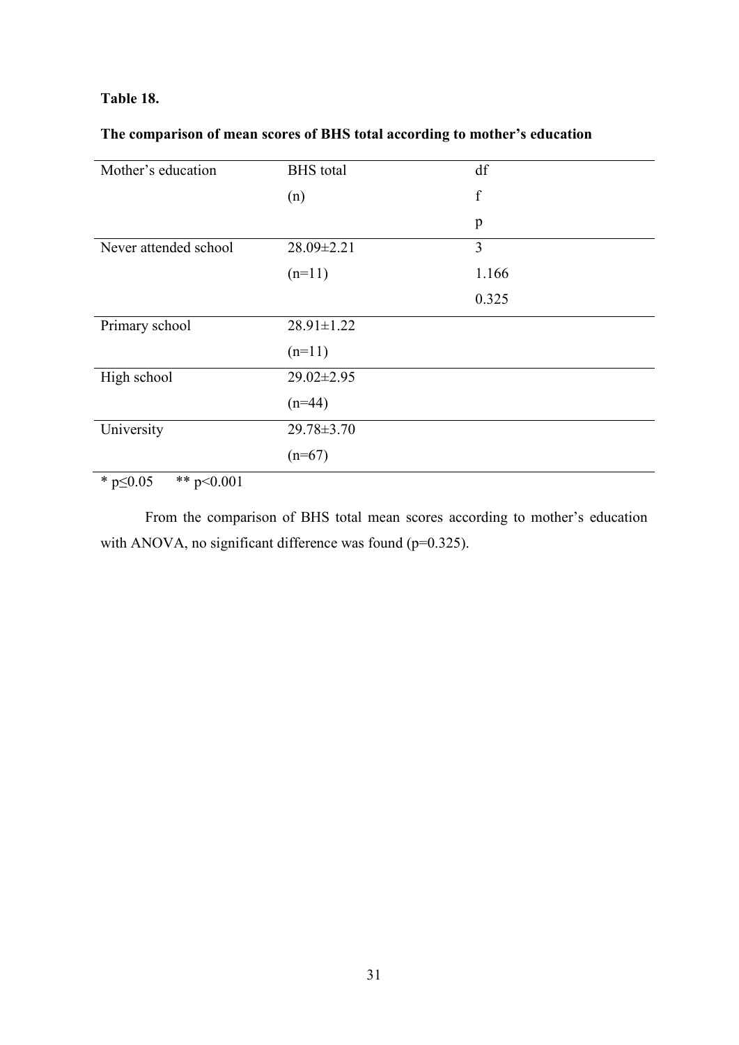**Table 18.**

**The comparison of mean scores of BHS total according to mother's education**

| Mother's education | BHS total (n) | df f p |
|---|---|---|
| Never attended school | 28.09±2.21 (n=11) | 3 1.166 0.325 |
| Primary school | 28.91±1.22 (n=11) | |
| High school | 29.02±2.95 (n=44) | |
| University | 29.78±3.70 (n=67) | |

$^{*}$ $p \leq 0.05$ $^{**}$ $p < 0.001$

From the comparison of BHS total mean scores according to mother's education with ANOVA, no significant difference was found ($p=0.325$).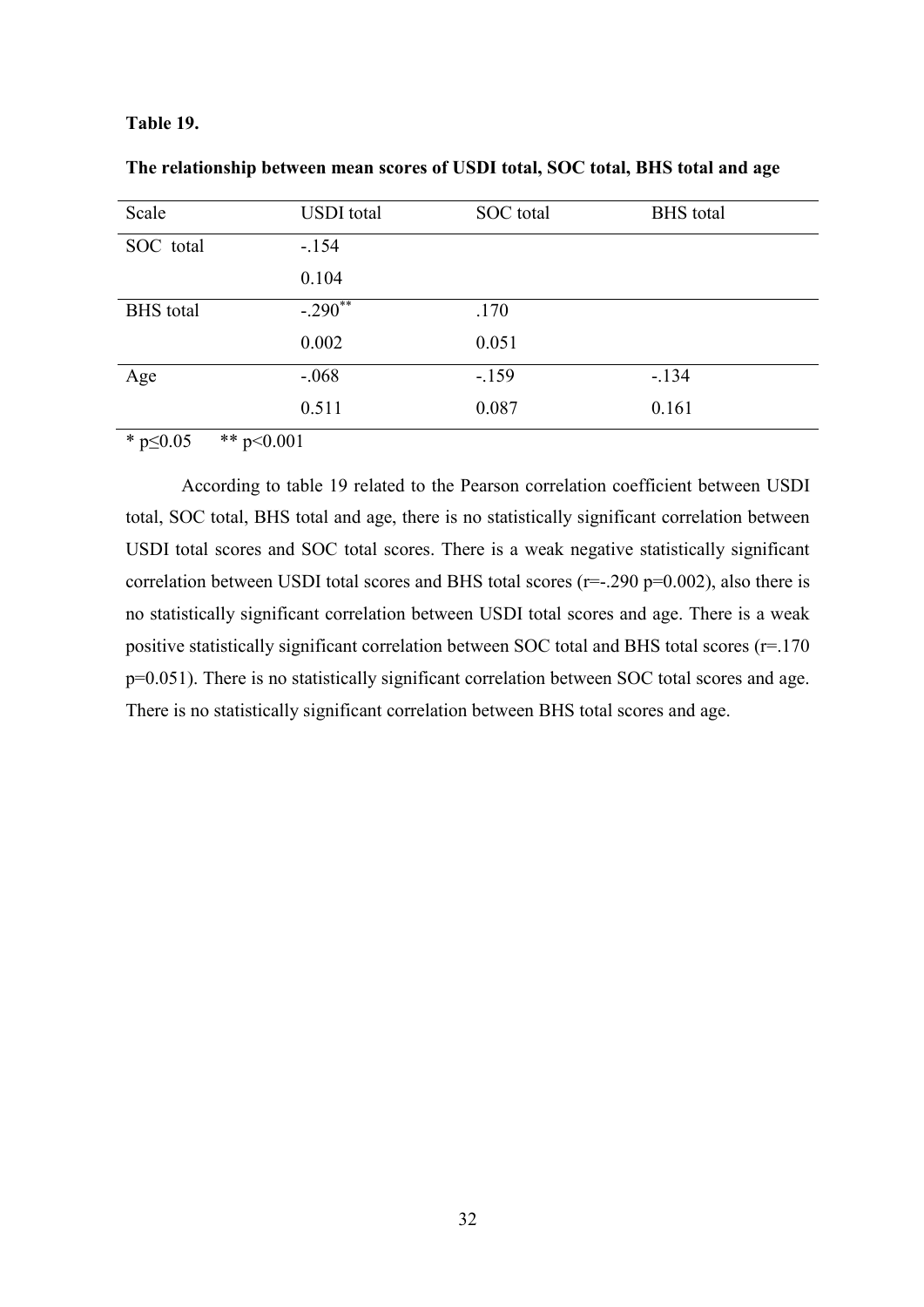**Table 19.**

**The relationship between mean scores of USDI total, SOC total, BHS total and age**

| Scale | USDI total | SOC total | BHS total |
|---|---|---|---|
| SOC total | -.154 | | |
| | 0.104 | | |
| BHS total | -.290** | .170 | |
| | 0.002 | 0.051 | |
| Age | -.068 | -.159 | -.134 |
| | 0.511 | 0.087 | 0.161 |

* p≤0.05 ** p<0.001

According to table 19 related to the Pearson correlation coefficient between USDI total, SOC total, BHS total and age, there is no statistically significant correlation between USDI total scores and SOC total scores. There is a weak negative statistically significant correlation between USDI total scores and BHS total scores (r=-.290 p=0.002), also there is no statistically significant correlation between USDI total scores and age. There is a weak positive statistically significant correlation between SOC total and BHS total scores (r=.170 p=0.051). There is no statistically significant correlation between SOC total scores and age. There is no statistically significant correlation between BHS total scores and age.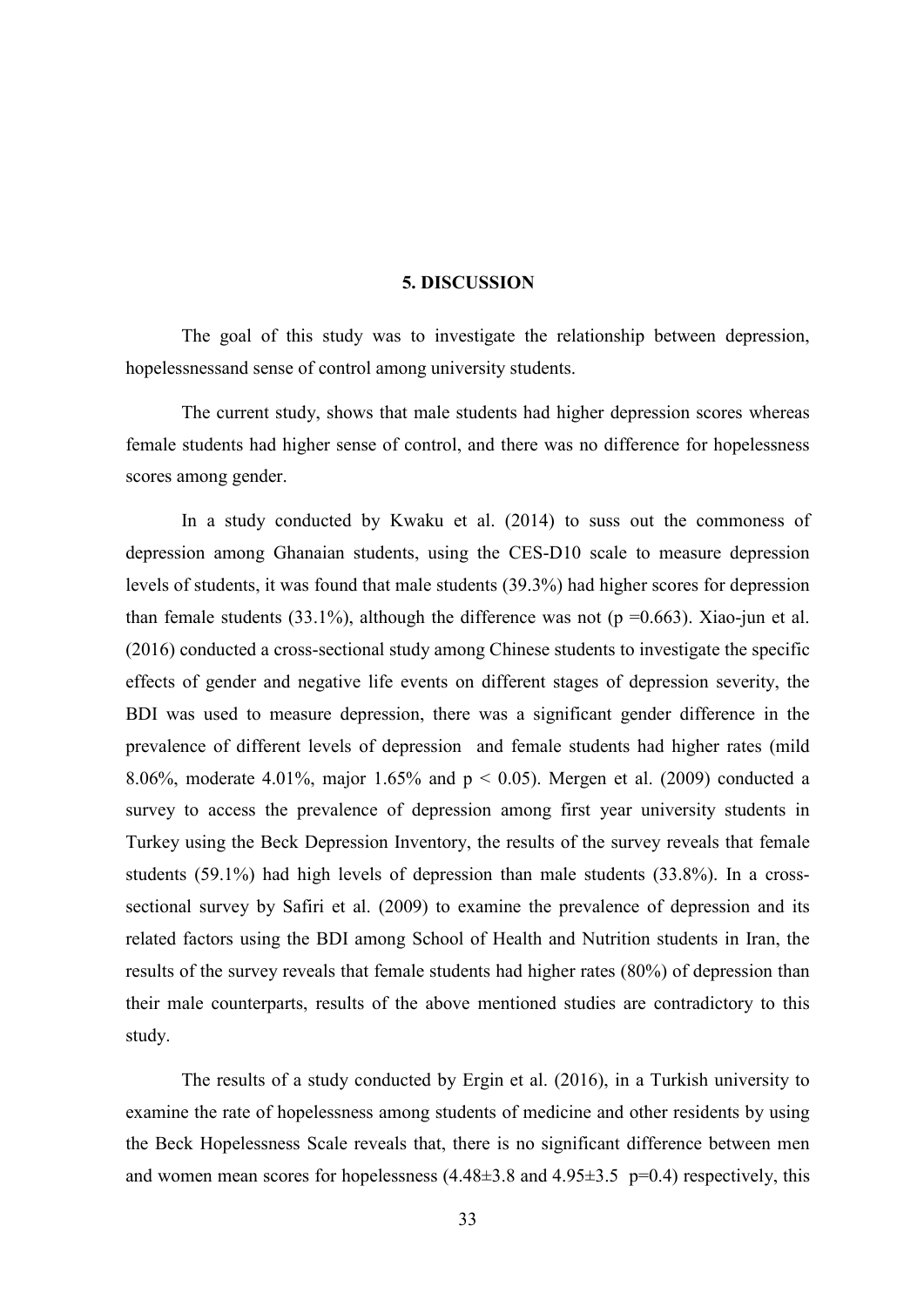# 5. DISCUSSION

The goal of this study was to investigate the relationship between depression, hopelessnessand sense of control among university students.

The current study, shows that male students had higher depression scores whereas female students had higher sense of control, and there was no difference for hopelessness scores among gender.

In a study conducted by Kwaku et al. (2014) to suss out the commoness of depression among Ghanaian students, using the CES-D10 scale to measure depression levels of students, it was found that male students (39.3%) had higher scores for depression than female students (33.1%), although the difference was not ($p = 0.663$). Xiao-jun et al. (2016) conducted a cross-sectional study among Chinese students to investigate the specific effects of gender and negative life events on different stages of depression severity, the BDI was used to measure depression, there was a significant gender difference in the prevalence of different levels of depression and female students had higher rates (mild 8.06%, moderate 4.01%, major 1.65% and $p < 0.05$). Mergen et al. (2009) conducted a survey to access the prevalence of depression among first year university students in Turkey using the Beck Depression Inventory, the results of the survey reveals that female students (59.1%) had high levels of depression than male students (33.8%). In a cross-sectional survey by Safiri et al. (2009) to examine the prevalence of depression and its related factors using the BDI among School of Health and Nutrition students in Iran, the results of the survey reveals that female students had higher rates (80%) of depression than their male counterparts, results of the above mentioned studies are contradictory to this study.

The results of a study conducted by Ergin et al. (2016), in a Turkish university to examine the rate of hopelessness among students of medicine and other residents by using the Beck Hopelessness Scale reveals that, there is no significant difference between men and women mean scores for hopelessness ($4.48 \pm 3.8$ and $4.95 \pm 3.5$ $p = 0.4$) respectively, this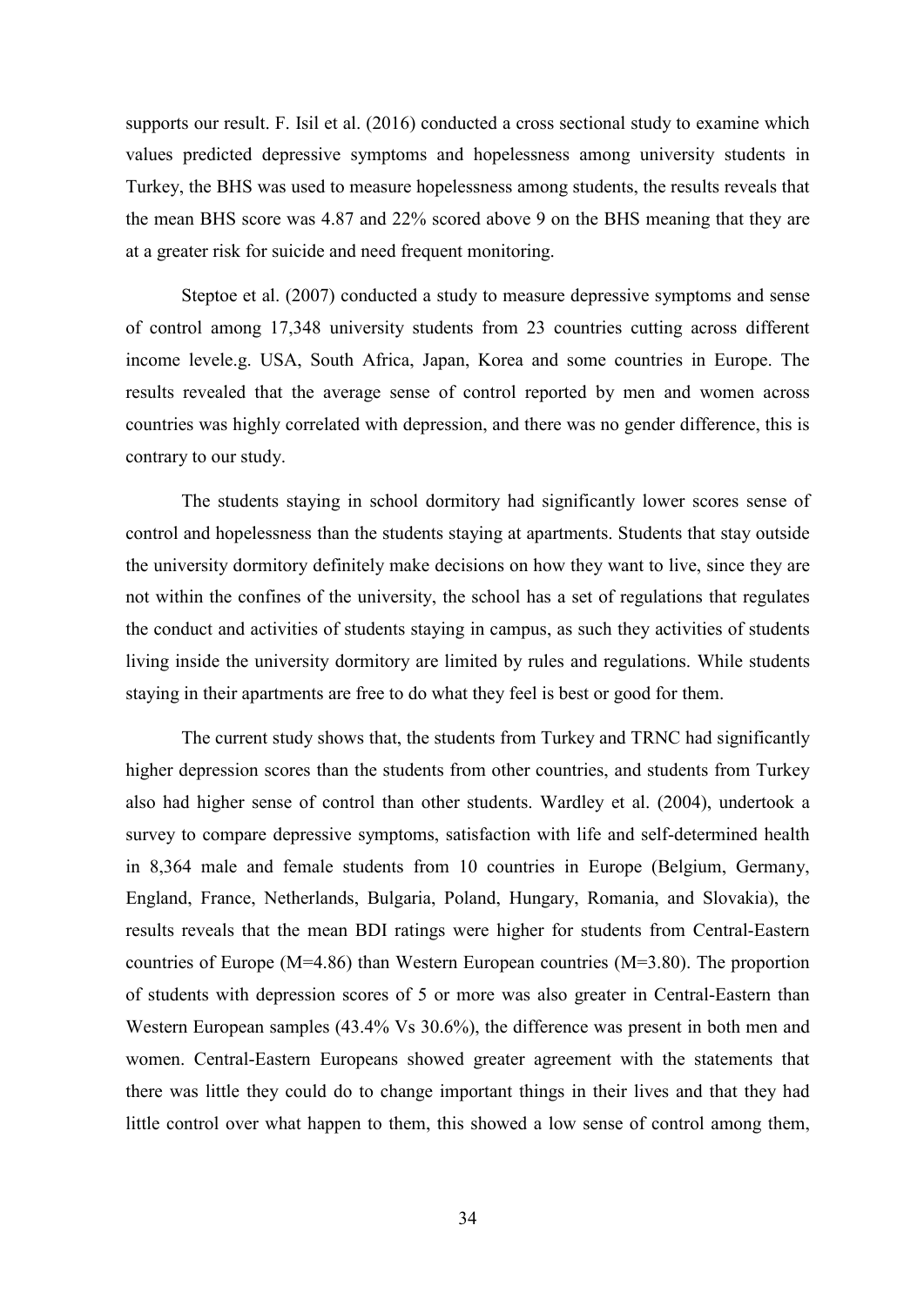supports our result. F. Isil et al. (2016) conducted a cross sectional study to examine which values predicted depressive symptoms and hopelessness among university students in Turkey, the BHS was used to measure hopelessness among students, the results reveals that the mean BHS score was 4.87 and 22% scored above 9 on the BHS meaning that they are at a greater risk for suicide and need frequent monitoring.

Steptoe et al. (2007) conducted a study to measure depressive symptoms and sense of control among 17,348 university students from 23 countries cutting across different income levele.g. USA, South Africa, Japan, Korea and some countries in Europe. The results revealed that the average sense of control reported by men and women across countries was highly correlated with depression, and there was no gender difference, this is contrary to our study.

The students staying in school dormitory had significantly lower scores sense of control and hopelessness than the students staying at apartments. Students that stay outside the university dormitory definitely make decisions on how they want to live, since they are not within the confines of the university, the school has a set of regulations that regulates the conduct and activities of students staying in campus, as such they activities of students living inside the university dormitory are limited by rules and regulations. While students staying in their apartments are free to do what they feel is best or good for them.

The current study shows that, the students from Turkey and TRNC had significantly higher depression scores than the students from other countries, and students from Turkey also had higher sense of control than other students. Wardley et al. (2004), undertook a survey to compare depressive symptoms, satisfaction with life and self-determined health in 8,364 male and female students from 10 countries in Europe (Belgium, Germany, England, France, Netherlands, Bulgaria, Poland, Hungary, Romania, and Slovakia), the results reveals that the mean BDI ratings were higher for students from Central-Eastern countries of Europe (M=4.86) than Western European countries (M=3.80). The proportion of students with depression scores of 5 or more was also greater in Central-Eastern than Western European samples (43.4% Vs 30.6%), the difference was present in both men and women. Central-Eastern Europeans showed greater agreement with the statements that there was little they could do to change important things in their lives and that they had little control over what happen to them, this showed a low sense of control among them,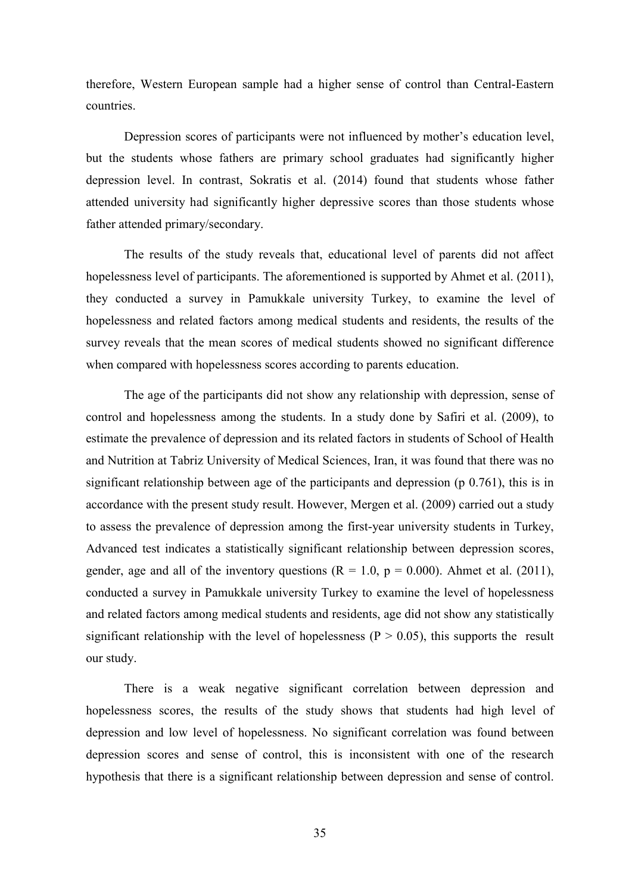therefore, Western European sample had a higher sense of control than Central-Eastern countries.

Depression scores of participants were not influenced by mother's education level, but the students whose fathers are primary school graduates had significantly higher depression level. In contrast, Sokratis et al. (2014) found that students whose father attended university had significantly higher depressive scores than those students whose father attended primary/secondary.

The results of the study reveals that, educational level of parents did not affect hopelessness level of participants. The aforementioned is supported by Ahmet et al. (2011), they conducted a survey in Pamukkale university Turkey, to examine the level of hopelessness and related factors among medical students and residents, the results of the survey reveals that the mean scores of medical students showed no significant difference when compared with hopelessness scores according to parents education.

The age of the participants did not show any relationship with depression, sense of control and hopelessness among the students. In a study done by Safiri et al. (2009), to estimate the prevalence of depression and its related factors in students of School of Health and Nutrition at Tabriz University of Medical Sciences, Iran, it was found that there was no significant relationship between age of the participants and depression (p 0.761), this is in accordance with the present study result. However, Mergen et al. (2009) carried out a study to assess the prevalence of depression among the first-year university students in Turkey, Advanced test indicates a statistically significant relationship between depression scores, gender, age and all of the inventory questions ($R = 1.0$, $p = 0.000$). Ahmet et al. (2011), conducted a survey in Pamukkale university Turkey to examine the level of hopelessness and related factors among medical students and residents, age did not show any statistically significant relationship with the level of hopelessness ($P > 0.05$), this supports the result our study.

There is a weak negative significant correlation between depression and hopelessness scores, the results of the study shows that students had high level of depression and low level of hopelessness. No significant correlation was found between depression scores and sense of control, this is inconsistent with one of the research hypothesis that there is a significant relationship between depression and sense of control.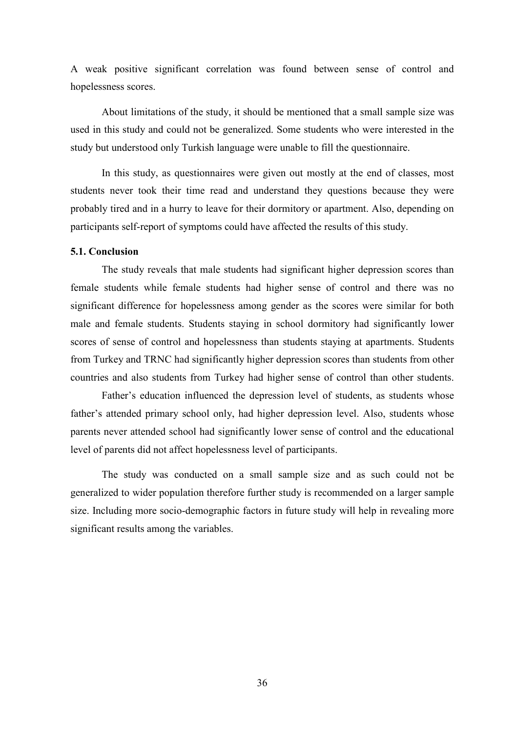A weak positive significant correlation was found between sense of control and hopelessness scores.

About limitations of the study, it should be mentioned that a small sample size was used in this study and could not be generalized. Some students who were interested in the study but understood only Turkish language were unable to fill the questionnaire.

In this study, as questionnaires were given out mostly at the end of classes, most students never took their time read and understand they questions because they were probably tired and in a hurry to leave for their dormitory or apartment. Also, depending on participants self-report of symptoms could have affected the results of this study.

### 5.1. Conclusion

The study reveals that male students had significant higher depression scores than female students while female students had higher sense of control and there was no significant difference for hopelessness among gender as the scores were similar for both male and female students. Students staying in school dormitory had significantly lower scores of sense of control and hopelessness than students staying at apartments. Students from Turkey and TRNC had significantly higher depression scores than students from other countries and also students from Turkey had higher sense of control than other students.

Father's education influenced the depression level of students, as students whose father's attended primary school only, had higher depression level. Also, students whose parents never attended school had significantly lower sense of control and the educational level of parents did not affect hopelessness level of participants.

The study was conducted on a small sample size and as such could not be generalized to wider population therefore further study is recommended on a larger sample size. Including more socio-demographic factors in future study will help in revealing more significant results among the variables.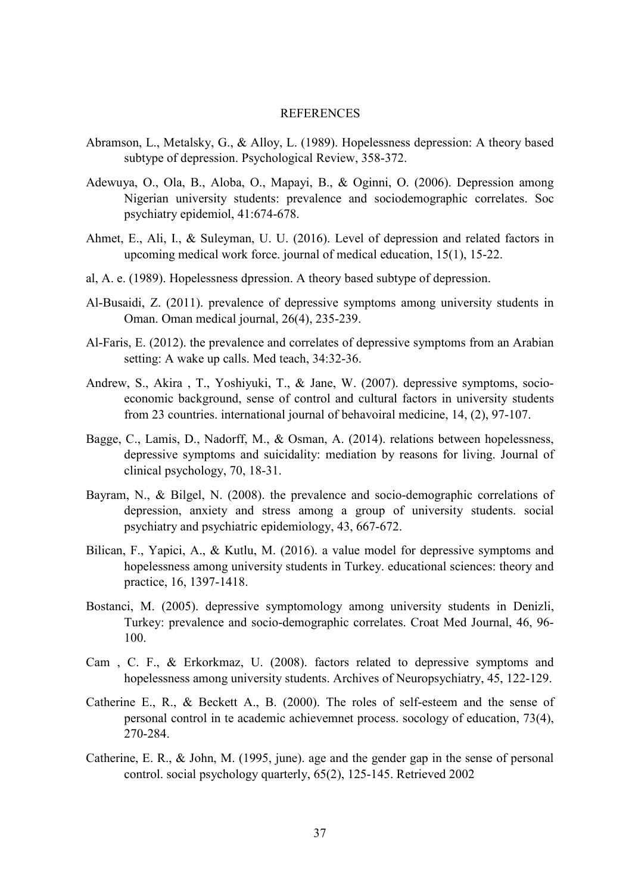# REFERENCES

Abramson, L., Metalsky, G., & Alloy, L. (1989). Hopelessness depression: A theory based subtype of depression. Psychological Review, 358-372.

Adewuya, O., Ola, B., Aloba, O., Mapayi, B., & Oginni, O. (2006). Depression among Nigerian university students: prevalence and sociodemographic correlates. Soc psychiatry epidemiol, 41:674-678.

Ahmet, E., Ali, I., & Suleyman, U. U. (2016). Level of depression and related factors in upcoming medical work force. journal of medical education, 15(1), 15-22.

al, A. e. (1989). Hopelessness dpression. A theory based subtype of depression.

Al-Busaidi, Z. (2011). prevalence of depressive symptoms among university students in Oman. Oman medical journal, 26(4), 235-239.

Al-Faris, E. (2012). the prevalence and correlates of depressive symptoms from an Arabian setting: A wake up calls. Med teach, 34:32-36.

Andrew, S., Akira , T., Yoshiyuki, T., & Jane, W. (2007). depressive symptoms, socio-economic background, sense of control and cultural factors in university students from 23 countries. international journal of behavoiral medicine, 14, (2), 97-107.

Bagge, C., Lamis, D., Nadorff, M., & Osman, A. (2014). relations between hopelessness, depressive symptoms and suicidality: mediation by reasons for living. Journal of clinical psychology, 70, 18-31.

Bayram, N., & Bilgel, N. (2008). the prevalence and socio-demographic correlations of depression, anxiety and stress among a group of university students. social psychiatry and psychiatric epidemiology, 43, 667-672.

Bilican, F., Yapici, A., & Kutlu, M. (2016). a value model for depressive symptoms and hopelessness among university students in Turkey. educational sciences: theory and practice, 16, 1397-1418.

Bostanci, M. (2005). depressive symptomology among university students in Denizli, Turkey: prevalence and socio-demographic correlates. Croat Med Journal, 46, 96-100.

Cam , C. F., & Erkorkmaz, U. (2008). factors related to depressive symptoms and hopelessness among university students. Archives of Neuropsychiatry, 45, 122-129.

Catherine E., R., & Beckett A., B. (2000). The roles of self-esteem and the sense of personal control in te academic achievemnet process. socology of education, 73(4), 270-284.

Catherine, E. R., & John, M. (1995, june). age and the gender gap in the sense of personal control. social psychology quarterly, 65(2), 125-145. Retrieved 2002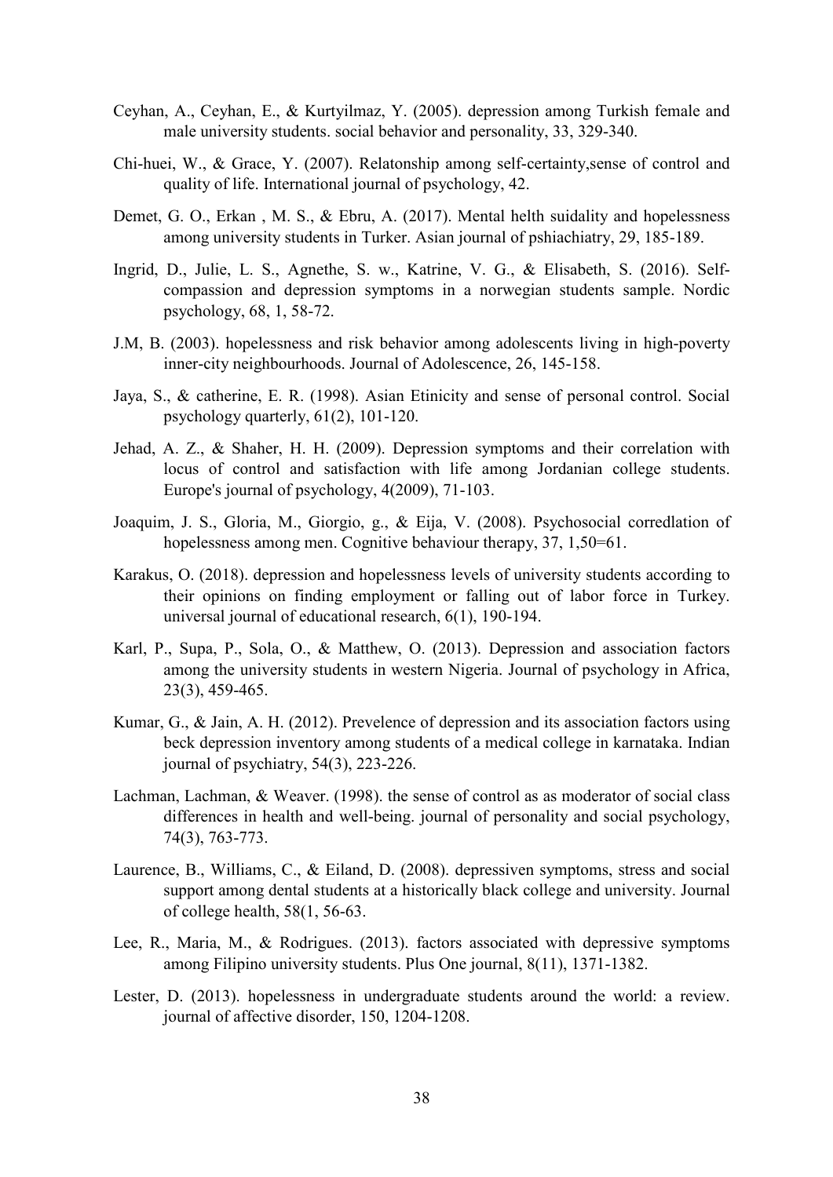Ceyhan, A., Ceyhan, E., & Kurtyilmaz, Y. (2005). depression among Turkish female and male university students. social behavior and personality, 33, 329-340.

Chi-huei, W., & Grace, Y. (2007). Relatonship among self-certainty,sense of control and quality of life. International journal of psychology, 42.

Demet, G. O., Erkan , M. S., & Ebru, A. (2017). Mental helth suidality and hopelessness among university students in Turker. Asian journal of pshiachiatry, 29, 185-189.

Ingrid, D., Julie, L. S., Agnethe, S. w., Katrine, V. G., & Elisabeth, S. (2016). Self-compassion and depression symptoms in a norwegian students sample. Nordic psychology, 68, 1, 58-72.

J.M, B. (2003). hopelessness and risk behavior among adolescents living in high-poverty inner-city neighbourhoods. Journal of Adolescence, 26, 145-158.

Jaya, S., & catherine, E. R. (1998). Asian Etinicity and sense of personal control. Social psychology quarterly, 61(2), 101-120.

Jehad, A. Z., & Shaher, H. H. (2009). Depression symptoms and their correlation with locus of control and satisfaction with life among Jordanian college students. Europe's journal of psychology, 4(2009), 71-103.

Joaquim, J. S., Gloria, M., Giorgio, g., & Eija, V. (2008). Psychosocial corredlation of hopelessness among men. Cognitive behaviour therapy, 37, 1,50=61.

Karakus, O. (2018). depression and hopelessness levels of university students according to their opinions on finding employment or falling out of labor force in Turkey. universal journal of educational research, 6(1), 190-194.

Karl, P., Supa, P., Sola, O., & Matthew, O. (2013). Depression and association factors among the university students in western Nigeria. Journal of psychology in Africa, 23(3), 459-465.

Kumar, G., & Jain, A. H. (2012). Prevelence of depression and its association factors using beck depression inventory among students of a medical college in karnataka. Indian journal of psychiatry, 54(3), 223-226.

Lachman, Lachman, & Weaver. (1998). the sense of control as as moderator of social class differences in health and well-being. journal of personality and social psychology, 74(3), 763-773.

Laurence, B., Williams, C., & Eiland, D. (2008). depressiven symptoms, stress and social support among dental students at a historically black college and university. Journal of college health, 58(1, 56-63.

Lee, R., Maria, M., & Rodrigues. (2013). factors associated with depressive symptoms among Filipino university students. Plus One journal, 8(11), 1371-1382.

Lester, D. (2013). hopelessness in undergraduate students around the world: a review. journal of affective disorder, 150, 1204-1208.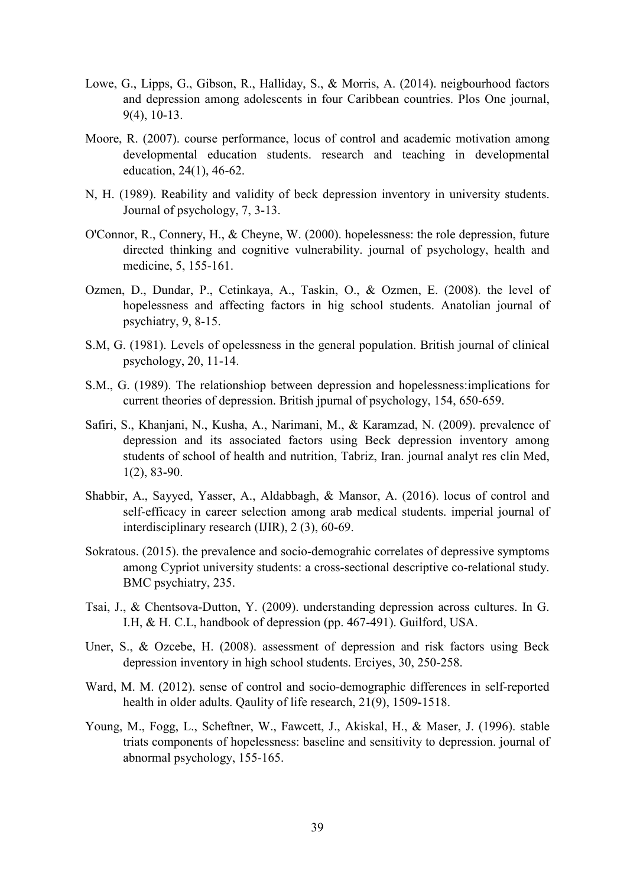Lowe, G., Lipps, G., Gibson, R., Halliday, S., & Morris, A. (2014). neigbourhood factors and depression among adolescents in four Caribbean countries. Plos One journal, 9(4), 10-13.

Moore, R. (2007). course performance, locus of control and academic motivation among developmental education students. research and teaching in developmental education, 24(1), 46-62.

N, H. (1989). Reability and validity of beck depression inventory in university students. Journal of psychology, 7, 3-13.

O'Connor, R., Connery, H., & Cheyne, W. (2000). hopelessness: the role depression, future directed thinking and cognitive vulnerability. journal of psychology, health and medicine, 5, 155-161.

Ozmen, D., Dundar, P., Cetinkaya, A., Taskin, O., & Ozmen, E. (2008). the level of hopelessness and affecting factors in hig school students. Anatolian journal of psychiatry, 9, 8-15.

S.M, G. (1981). Levels of opelessness in the general population. British journal of clinical psychology, 20, 11-14.

S.M., G. (1989). The relationshiop between depression and hopelessness:implications for current theories of depression. British jpurnal of psychology, 154, 650-659.

Safiri, S., Khanjani, N., Kusha, A., Narimani, M., & Karamzad, N. (2009). prevalence of depression and its associated factors using Beck depression inventory among students of school of health and nutrition, Tabriz, Iran. journal analyt res clin Med, 1(2), 83-90.

Shabbir, A., Sayyed, Yasser, A., Aldabbagh, & Mansor, A. (2016). locus of control and self-efficacy in career selection among arab medical students. imperial journal of interdisciplinary research (IJIR), 2 (3), 60-69.

Sokratous. (2015). the prevalence and socio-demograhic correlates of depressive symptoms among Cypriot university students: a cross-sectional descriptive co-relational study. BMC psychiatry, 235.

Tsai, J., & Chentsova-Dutton, Y. (2009). understanding depression across cultures. In G. I.H, & H. C.L, handbook of depression (pp. 467-491). Guilford, USA.

Uner, S., & Ozcebe, H. (2008). assessment of depression and risk factors using Beck depression inventory in high school students. Erciyes, 30, 250-258.

Ward, M. M. (2012). sense of control and socio-demographic differences in self-reported health in older adults. Qaulity of life research, 21(9), 1509-1518.

Young, M., Fogg, L., Scheftner, W., Fawcett, J., Akiskal, H., & Maser, J. (1996). stable triats components of hopelessness: baseline and sensitivity to depression. journal of abnormal psychology, 155-165.